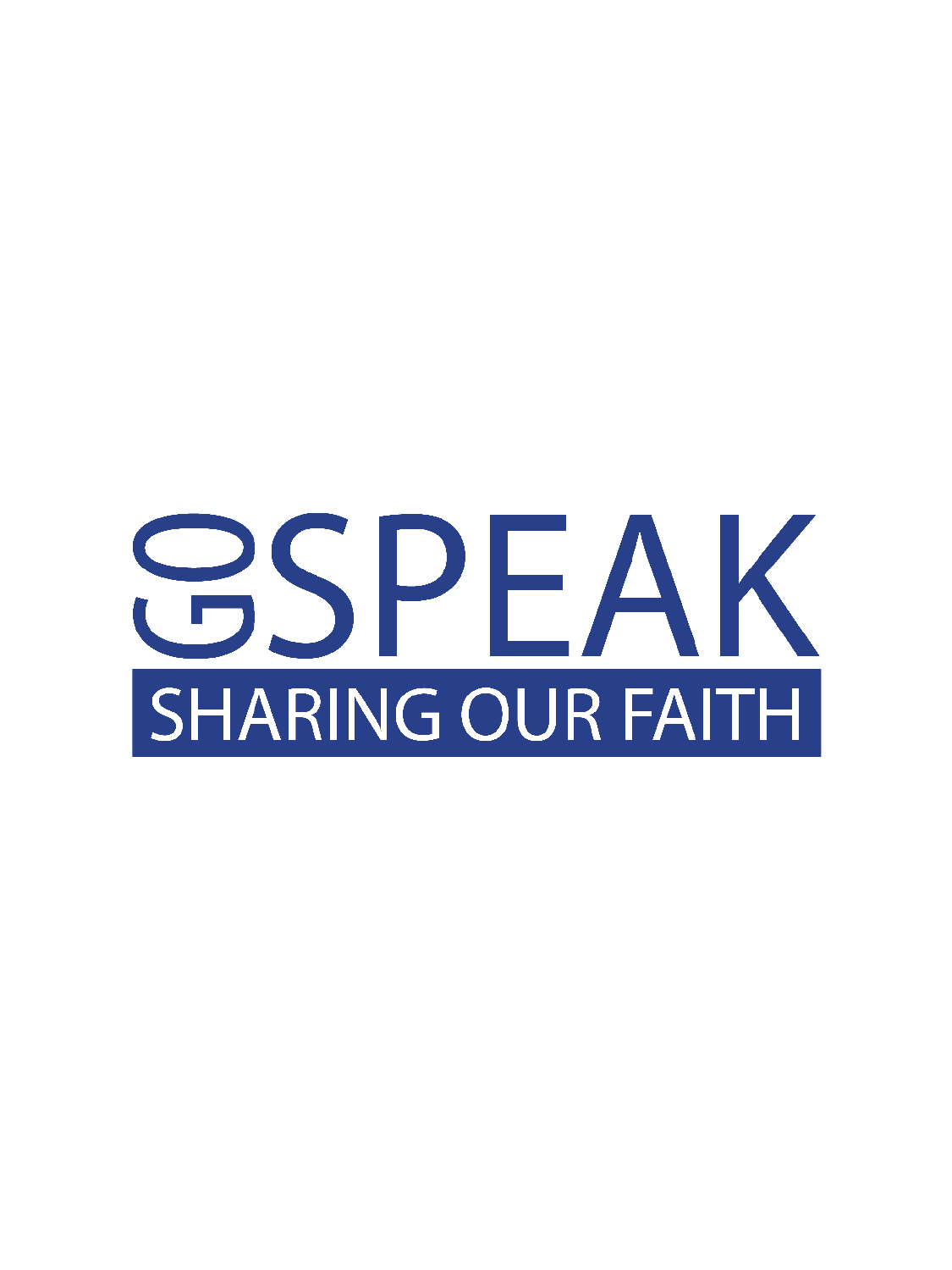# GO SPEAK

## SHARING OUR FAITH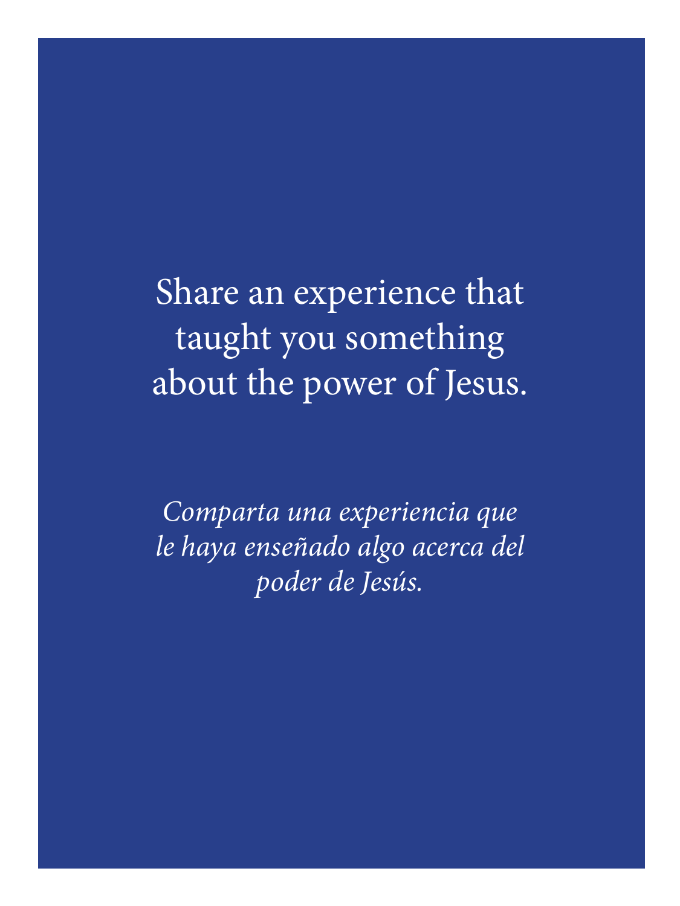Share an experience that taught you something about the power of Jesus.

*Comparta una experiencia que le haya enseñado algo acerca del poder de Jesús.*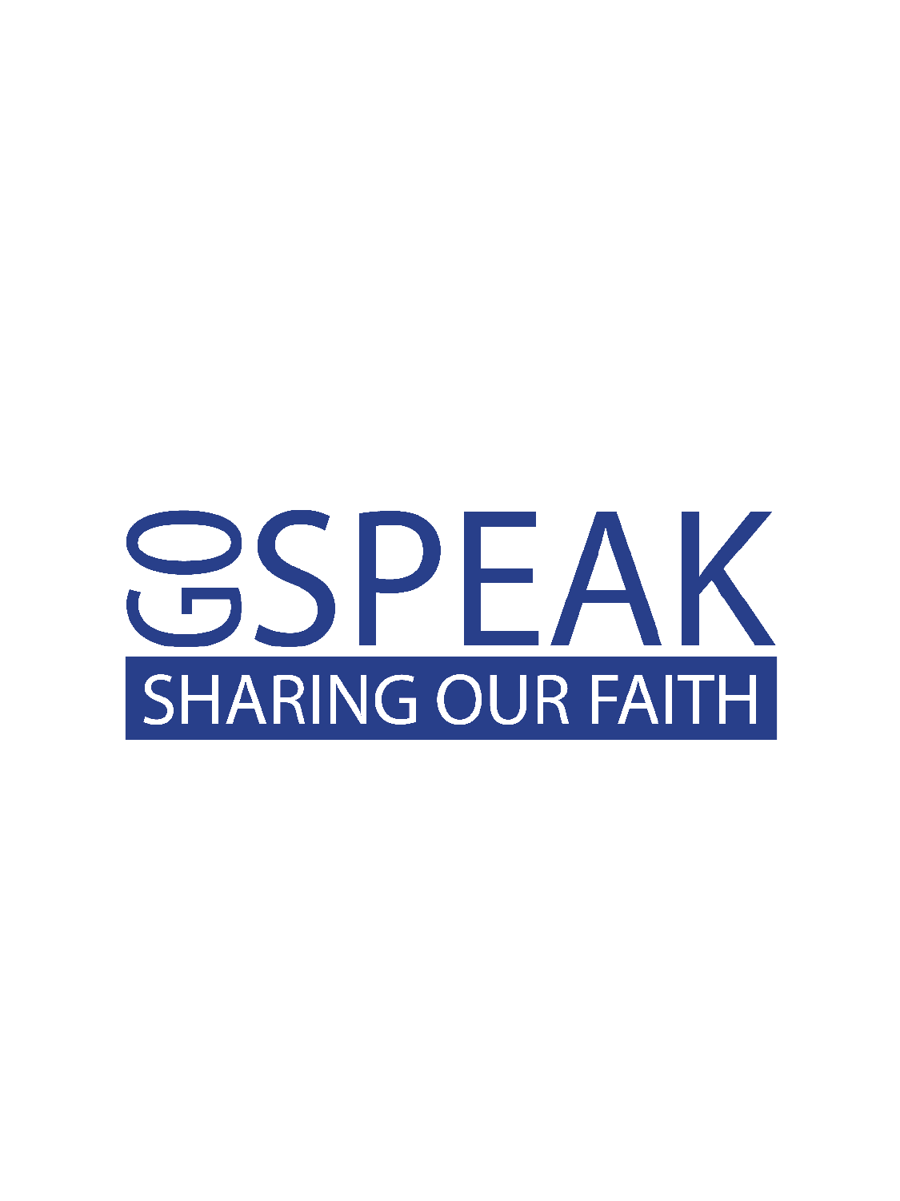# GO SPEAK

## SHARING OUR FAITH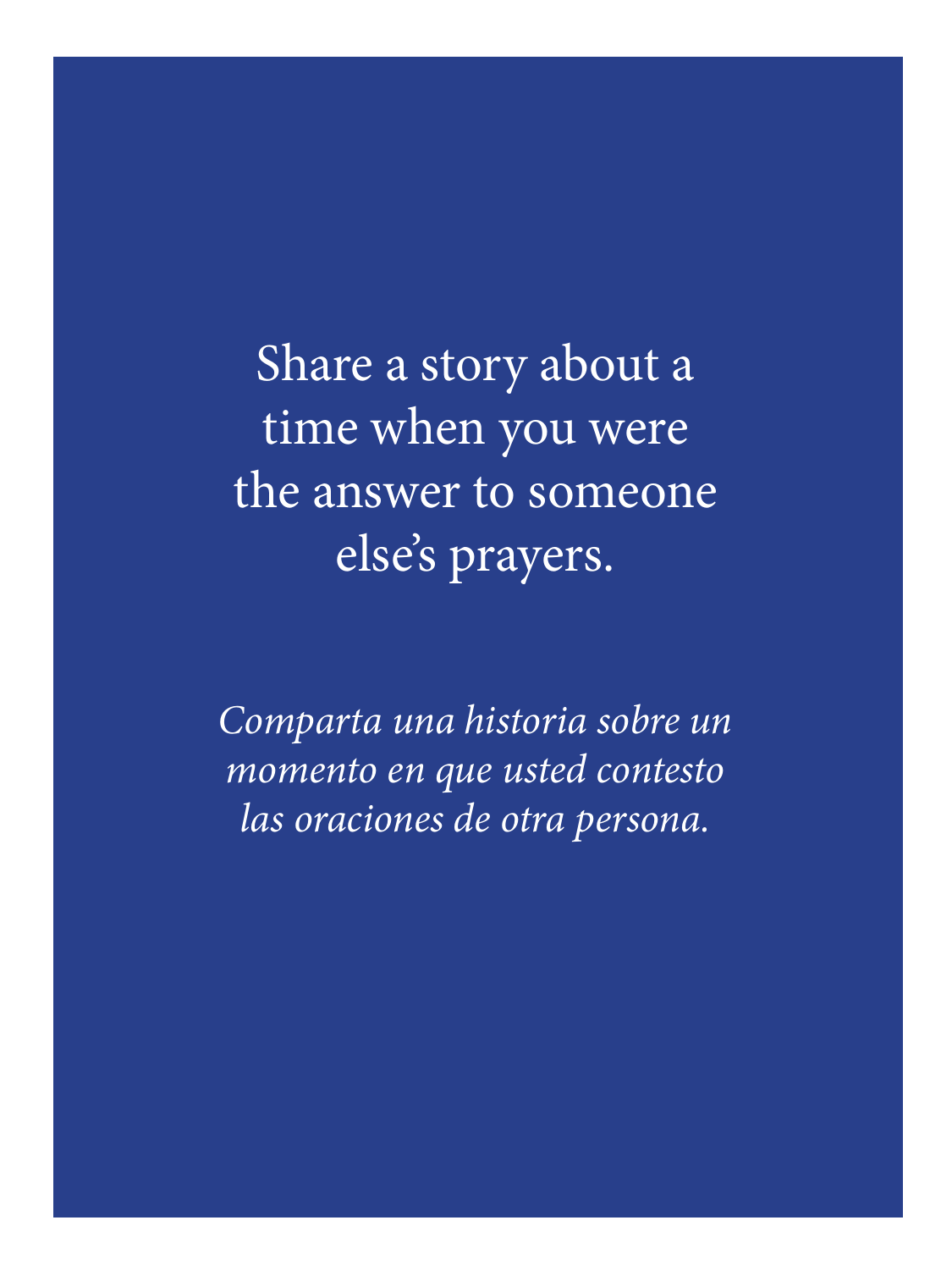Share a story about a time when you were the answer to someone else's prayers.

*Comparta una historia sobre un momento en que usted contesto las oraciones de otra persona.*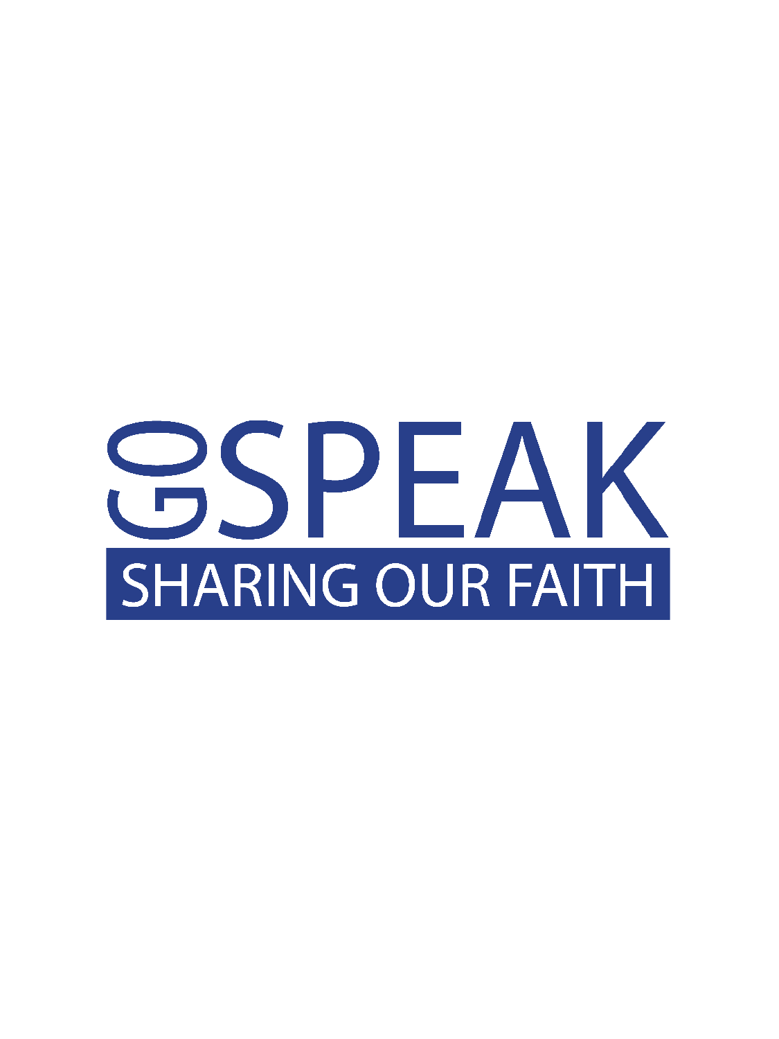# GO SPEAK

## SHARING OUR FAITH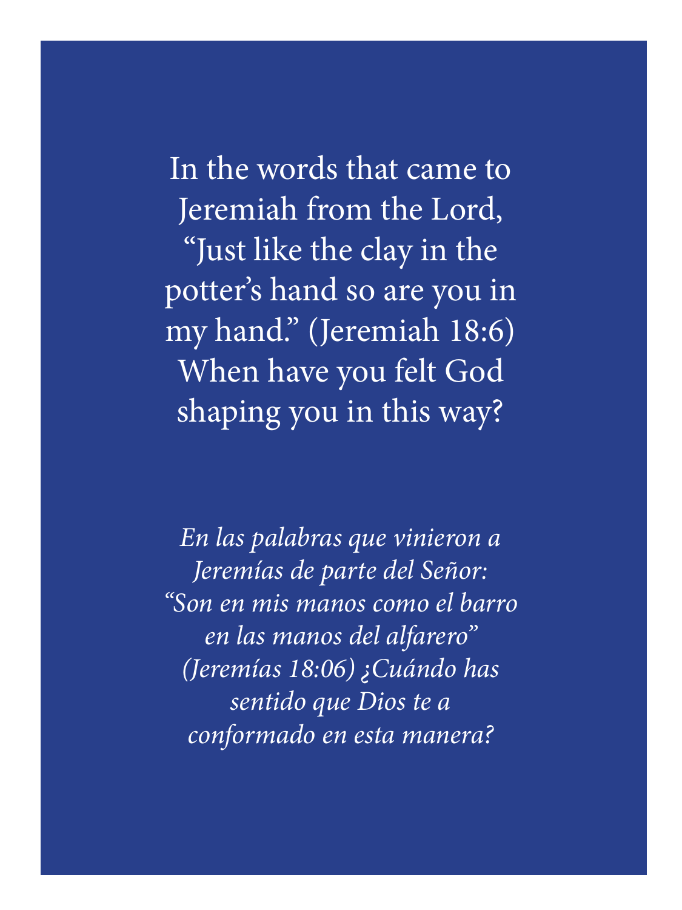In the words that came to Jeremiah from the Lord, "Just like the clay in the potter's hand so are you in my hand." (Jeremiah 18:6) When have you felt God shaping you in this way?

*En las palabras que vinieron a Jeremías de parte del Señor: "Son en mis manos como el barro en las manos del alfarero" (Jeremías 18:06) ¿Cuándo has sentido que Dios te a conformado en esta manera?*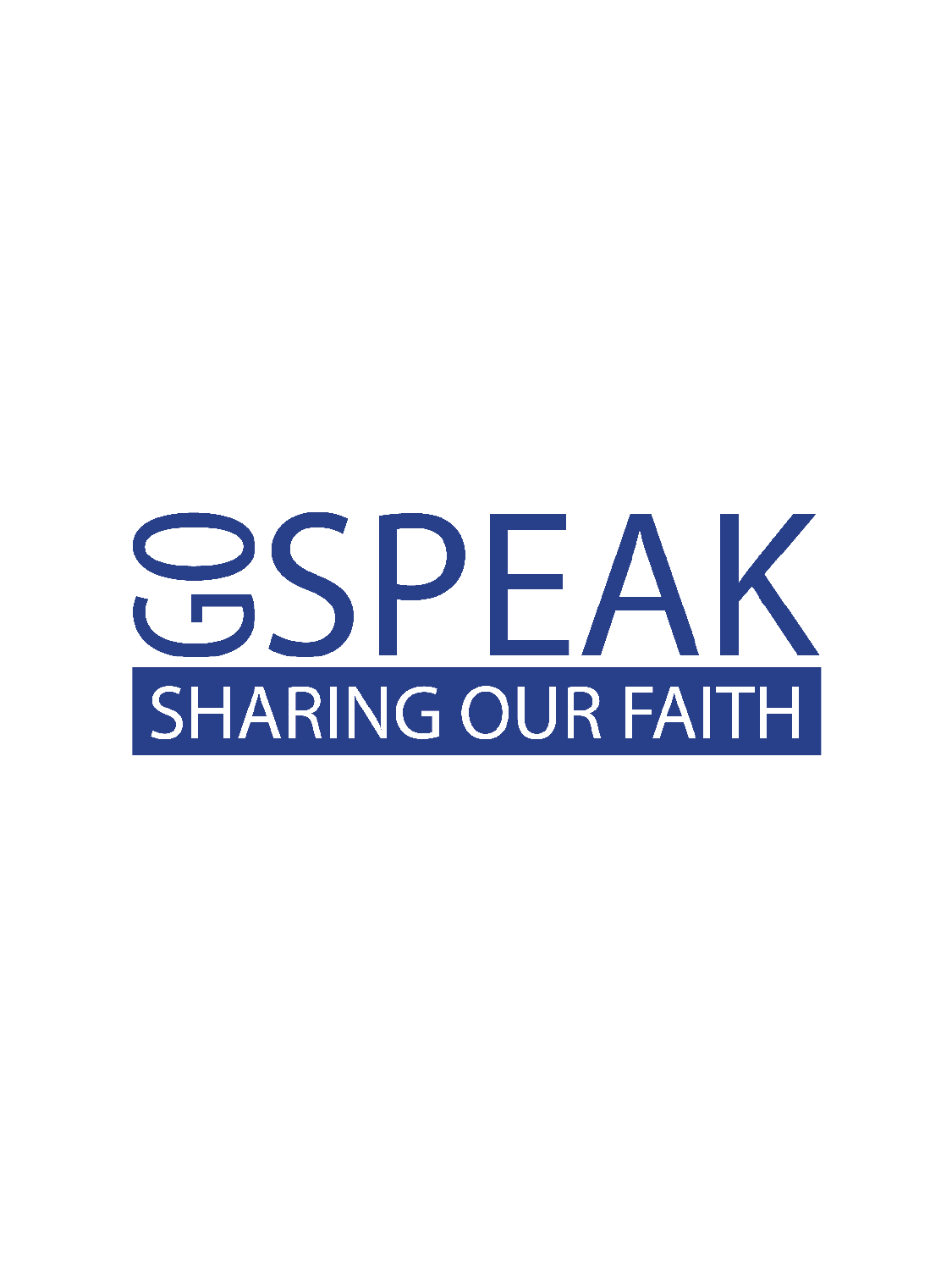# GO SPEAK

## SHARING OUR FAITH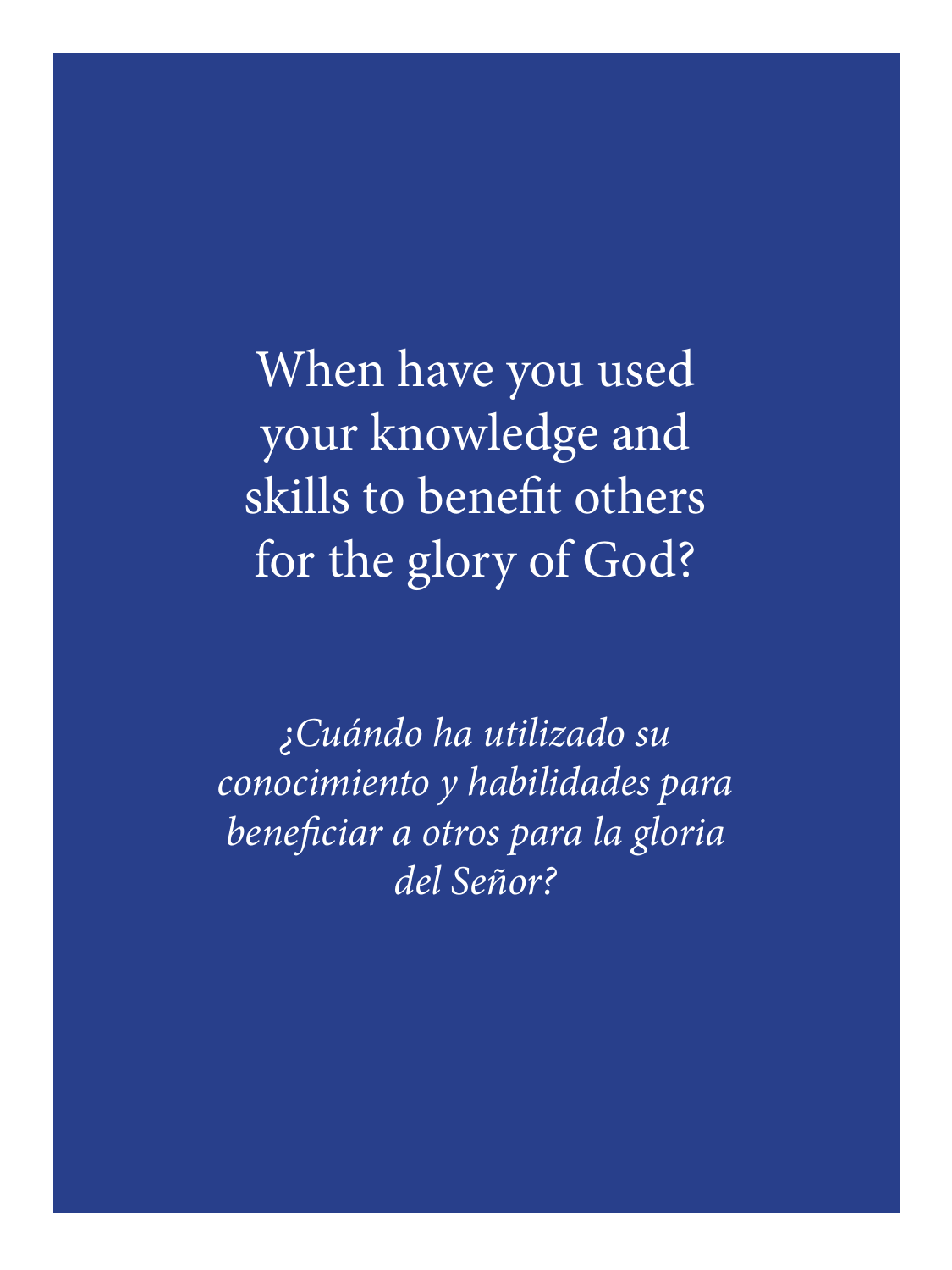When have you used your knowledge and skills to benefit others for the glory of God?

*¿Cuándo ha utilizado su conocimiento y habilidades para beneficiar a otros para la gloria del Señor?*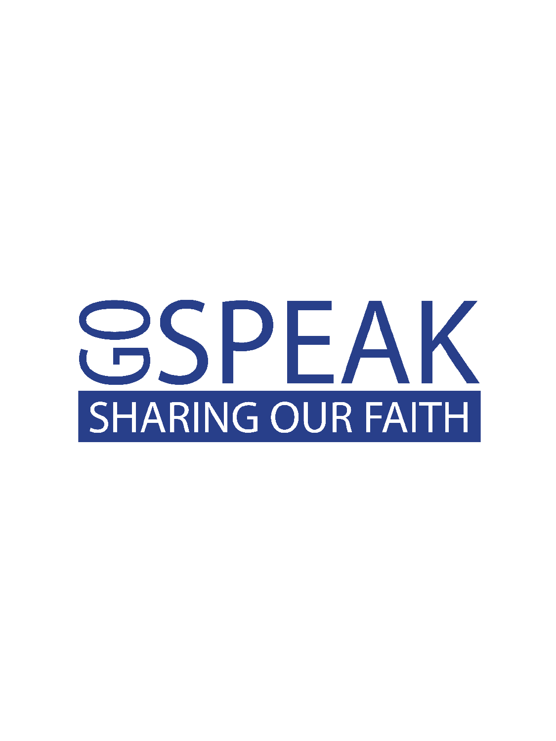# GO SPEAK

## SHARING OUR FAITH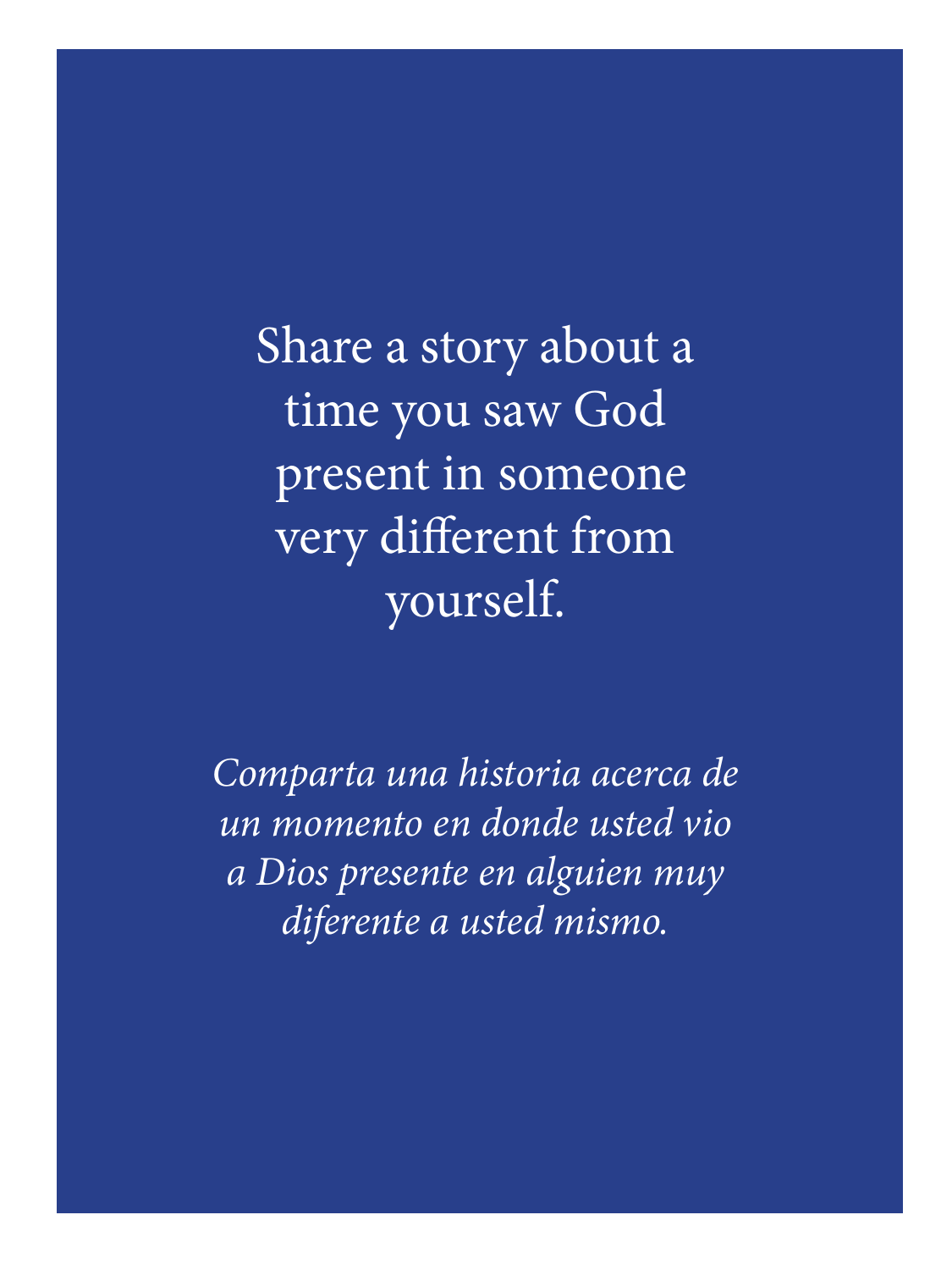Share a story about a time you saw God present in someone very different from yourself.

*Comparta una historia acerca de un momento en donde usted vio a Dios presente en alguien muy diferente a usted mismo.*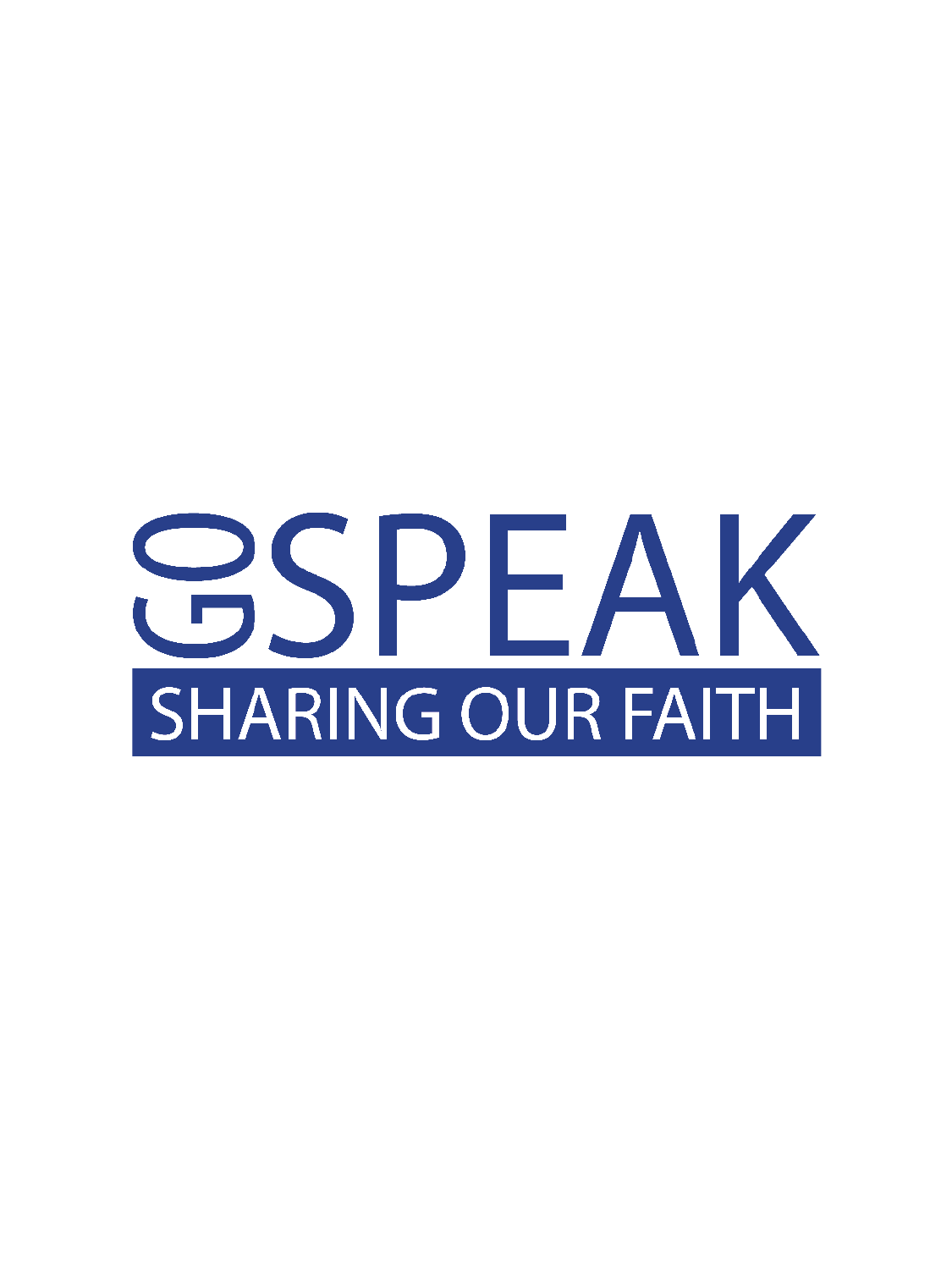# GO SPEAK

## SHARING OUR FAITH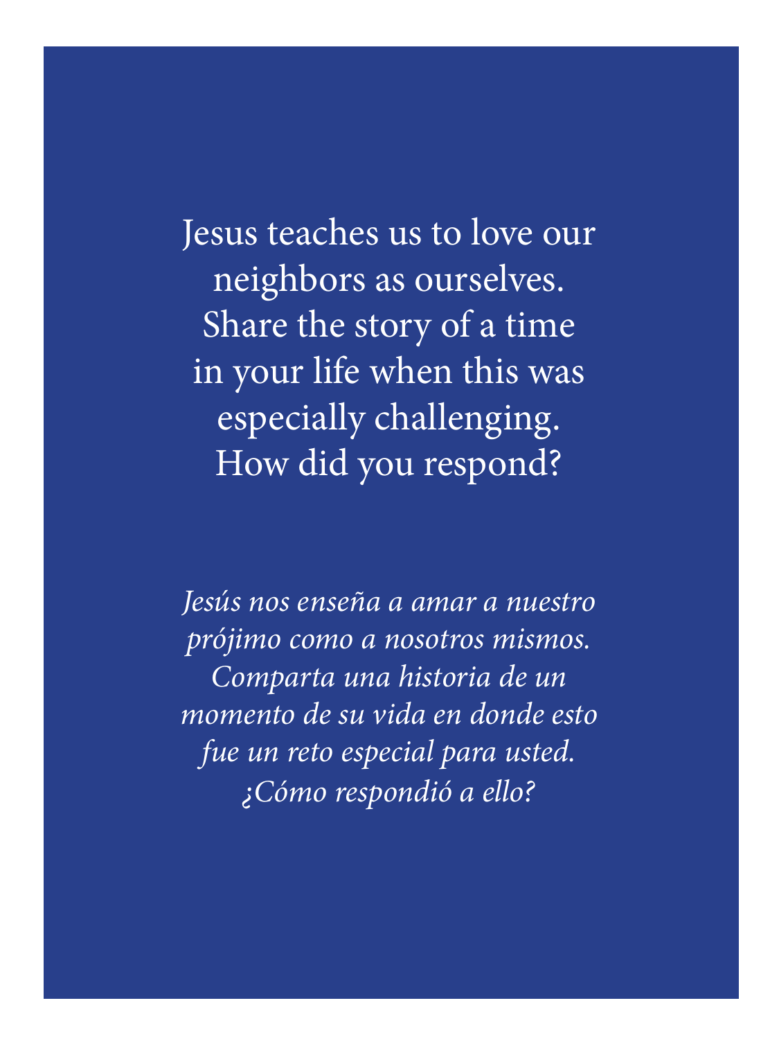Jesus teaches us to love our neighbors as ourselves. Share the story of a time in your life when this was especially challenging. How did you respond?

*Jesús nos enseña a amar a nuestro prójimo como a nosotros mismos. Comparta una historia de un momento de su vida en donde esto fue un reto especial para usted. ¿Cómo respondió a ello?*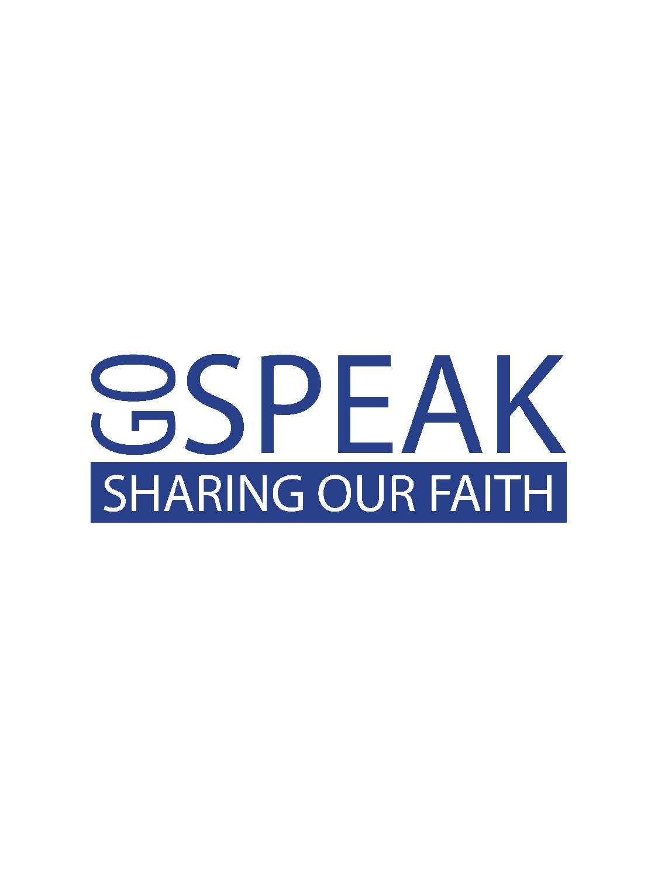# GO SPEAK

## SHARING OUR FAITH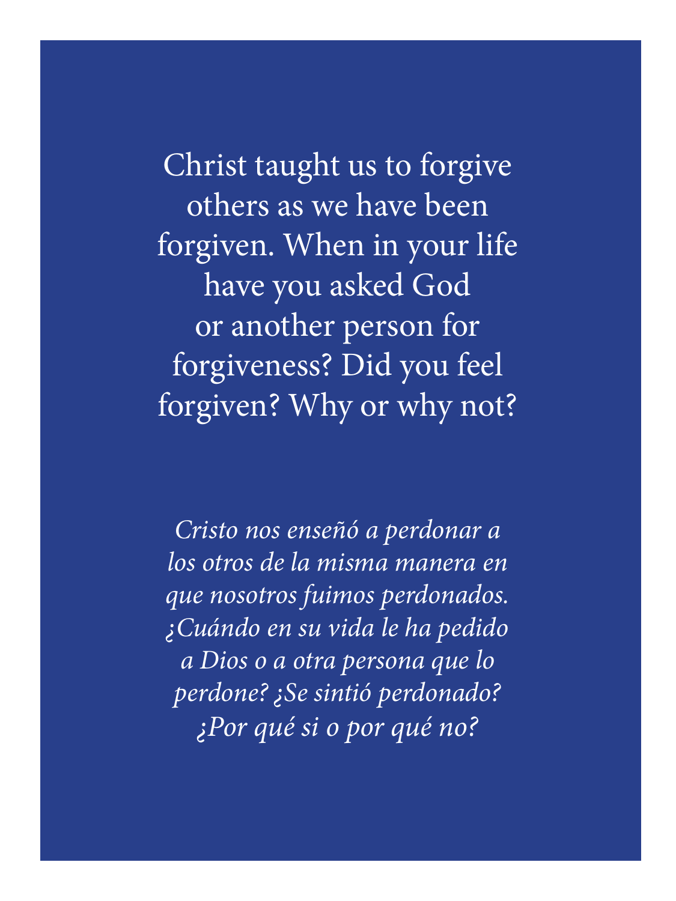Christ taught us to forgive others as we have been forgiven. When in your life have you asked God or another person for forgiveness? Did you feel forgiven? Why or why not?

*Cristo nos enseñó a perdonar a los otros de la misma manera en que nosotros fuimos perdonados. ¿Cuándo en su vida le ha pedido a Dios o a otra persona que lo perdone? ¿Se sintió perdonado? ¿Por qué si o por qué no?*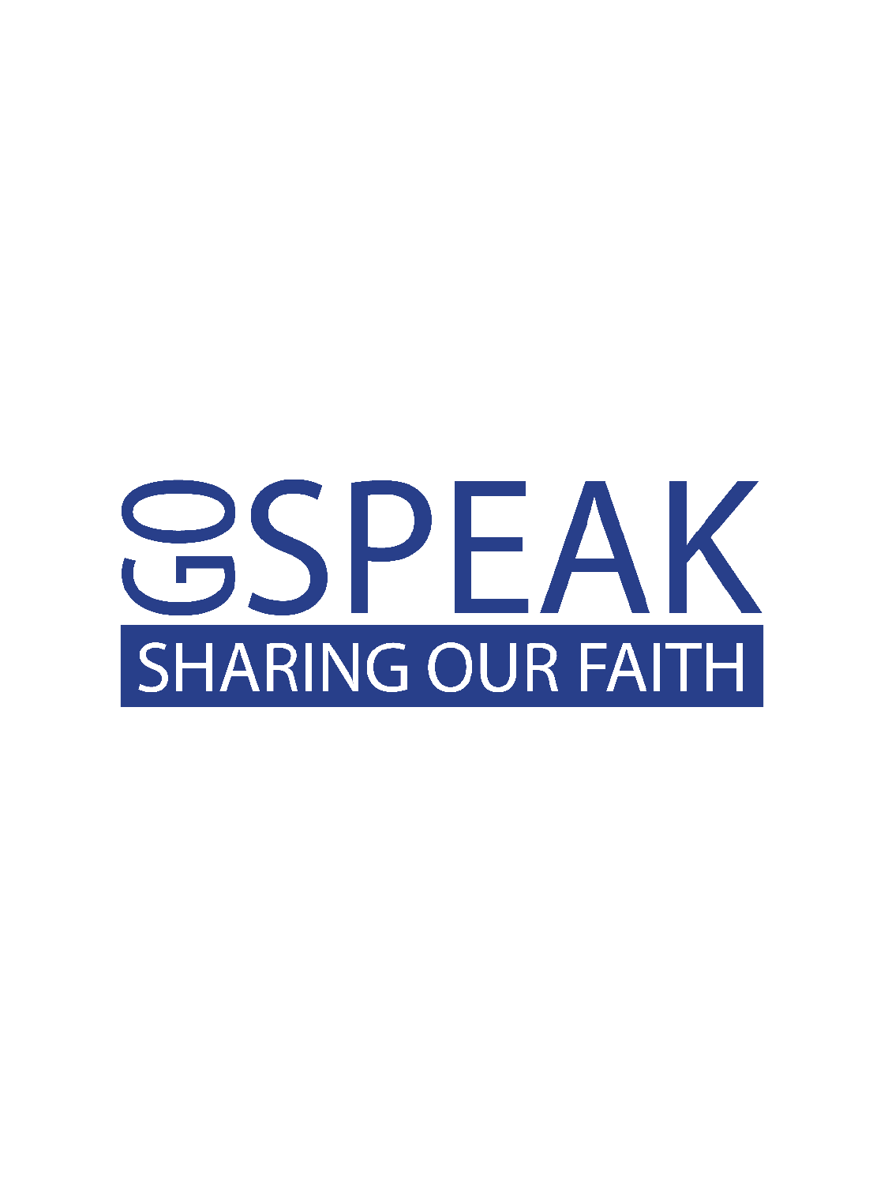# GO SPEAK

SHARING OUR FAITH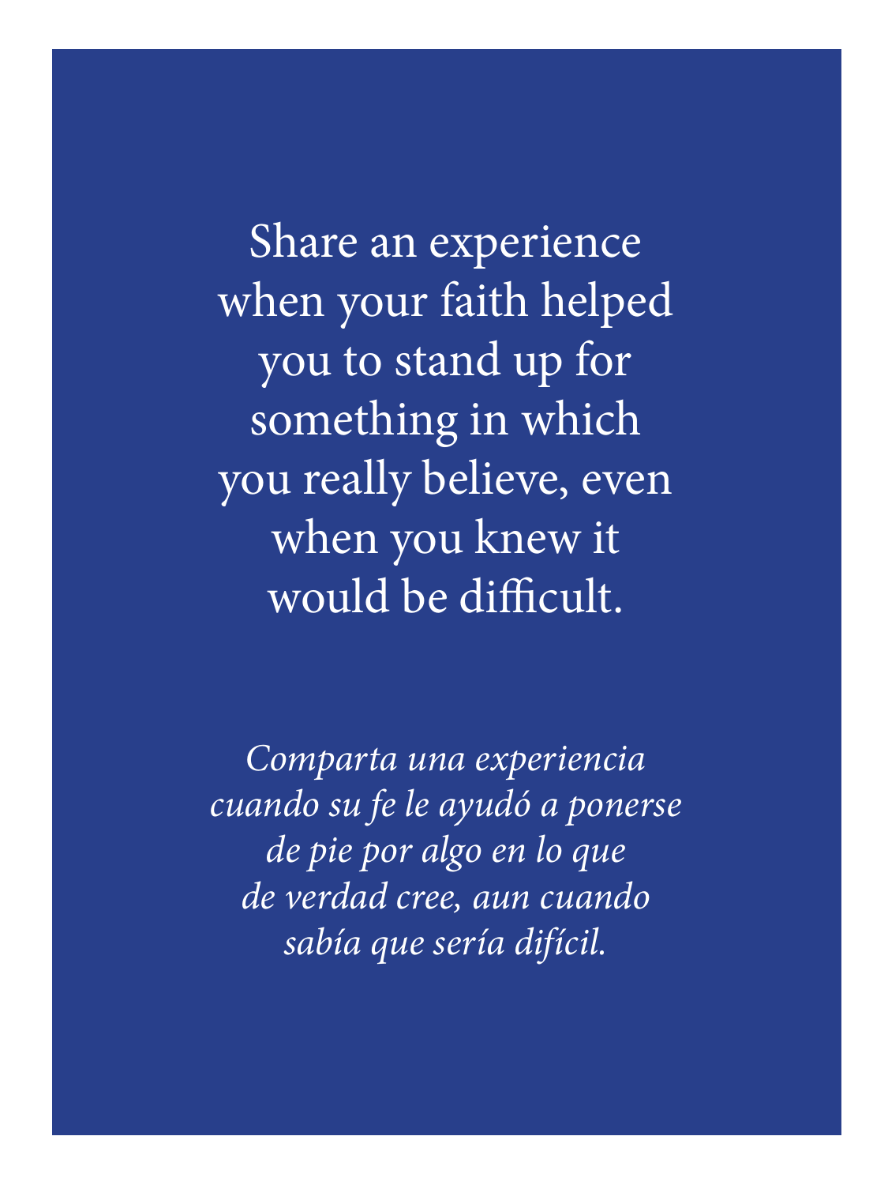Share an experience when your faith helped you to stand up for something in which you really believe, even when you knew it would be difficult.

*Comparta una experiencia cuando su fe le ayudó a ponerse de pie por algo en lo que de verdad cree, aun cuando sabía que sería difícil.*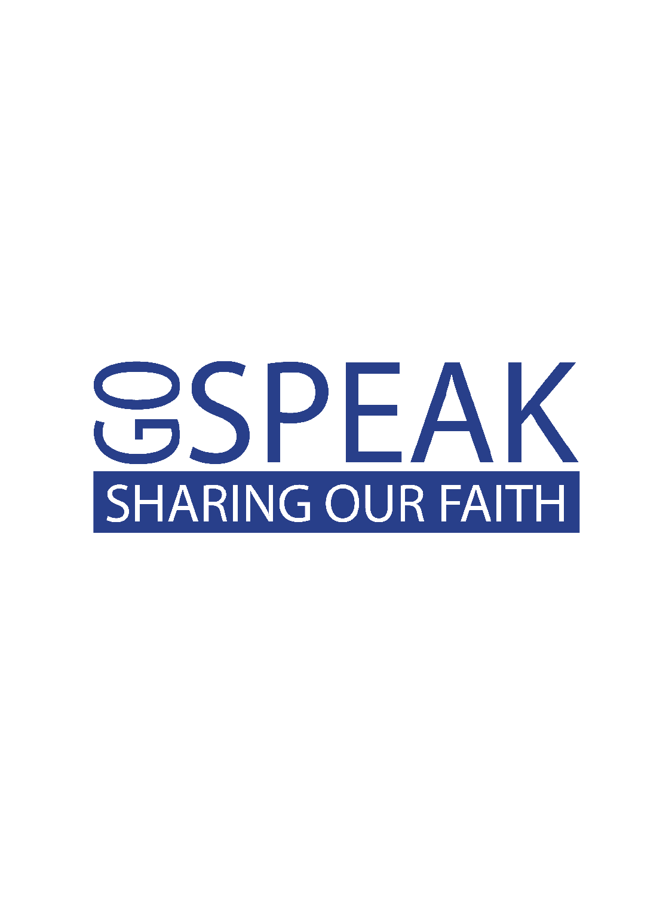# GO SPEAK

## SHARING OUR FAITH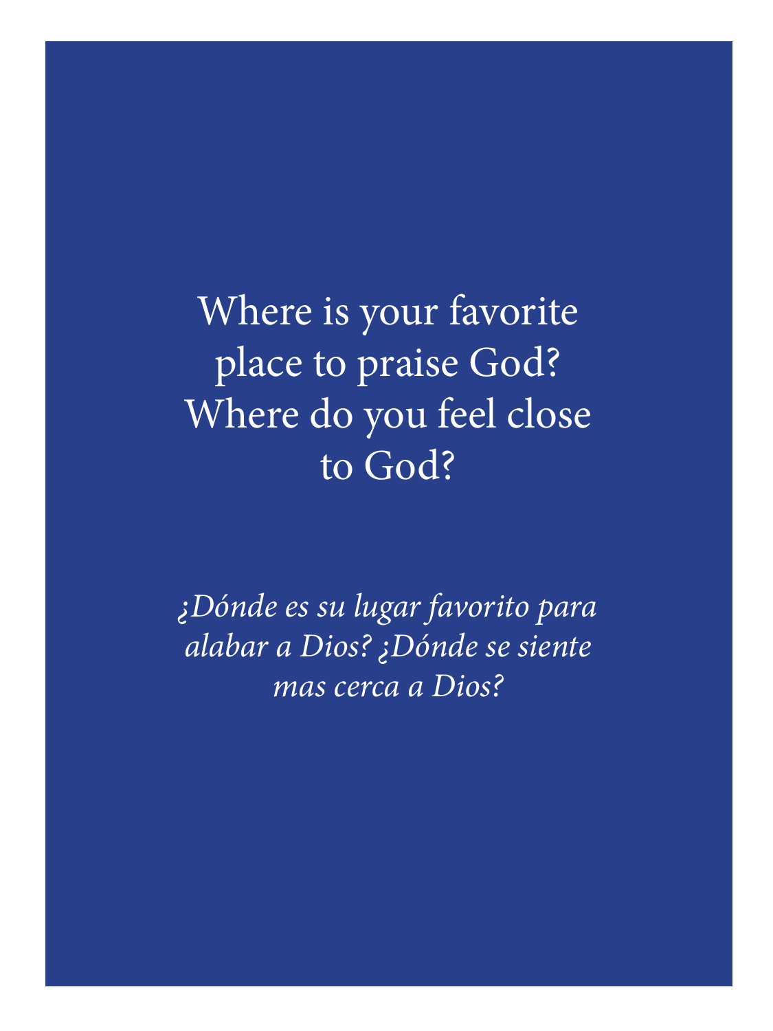Where is your favorite place to praise God? Where do you feel close to God?

*¿Dónde es su lugar favorito para alabar a Dios? ¿Dónde se siente mas cerca a Dios?*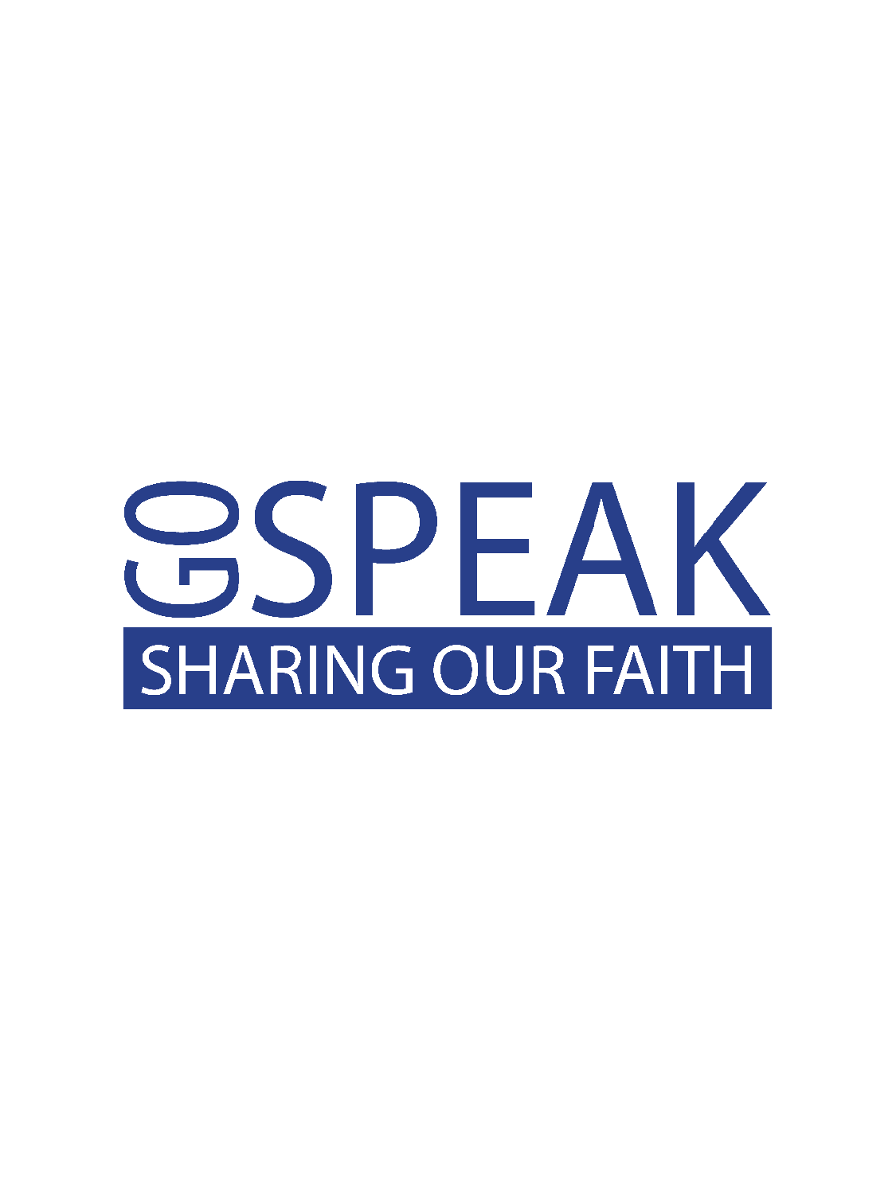# GO SPEAK

## SHARING OUR FAITH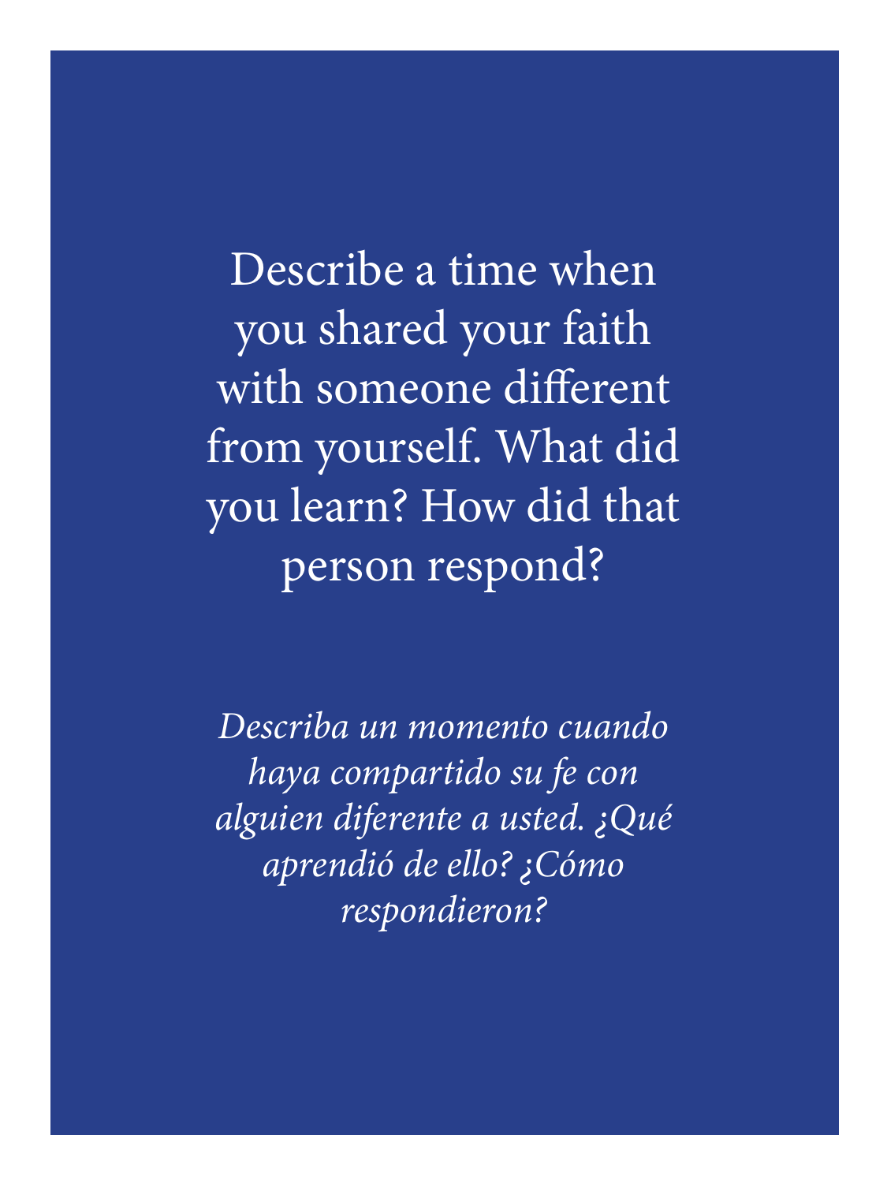Describe a time when you shared your faith with someone different from yourself. What did you learn? How did that person respond?

*Describa un momento cuando haya compartido su fe con alguien diferente a usted. ¿Qué aprendió de ello? ¿Cómo respondieron?*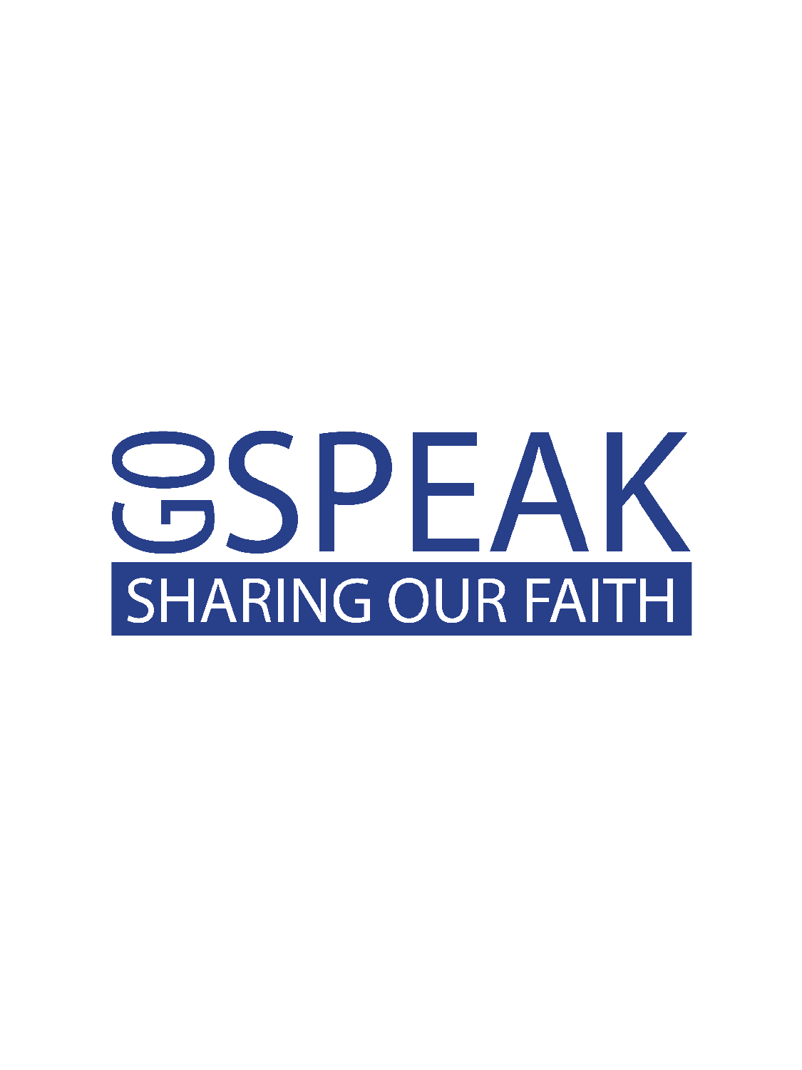# GO SPEAK

## SHARING OUR FAITH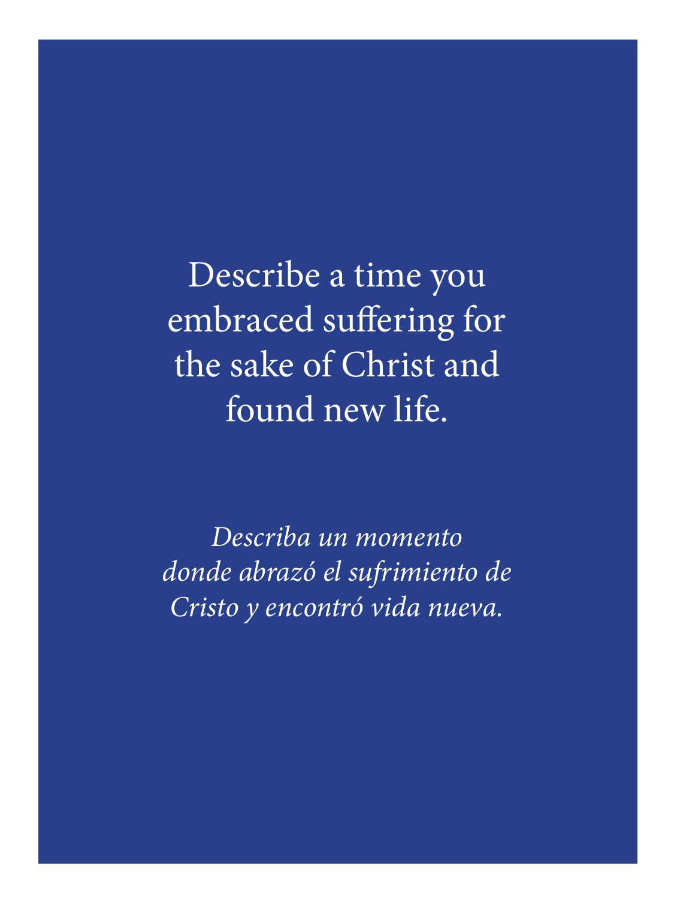Describe a time you embraced suffering for the sake of Christ and found new life.

*Describa un momento donde abrazó el sufrimiento de Cristo y encontró vida nueva.*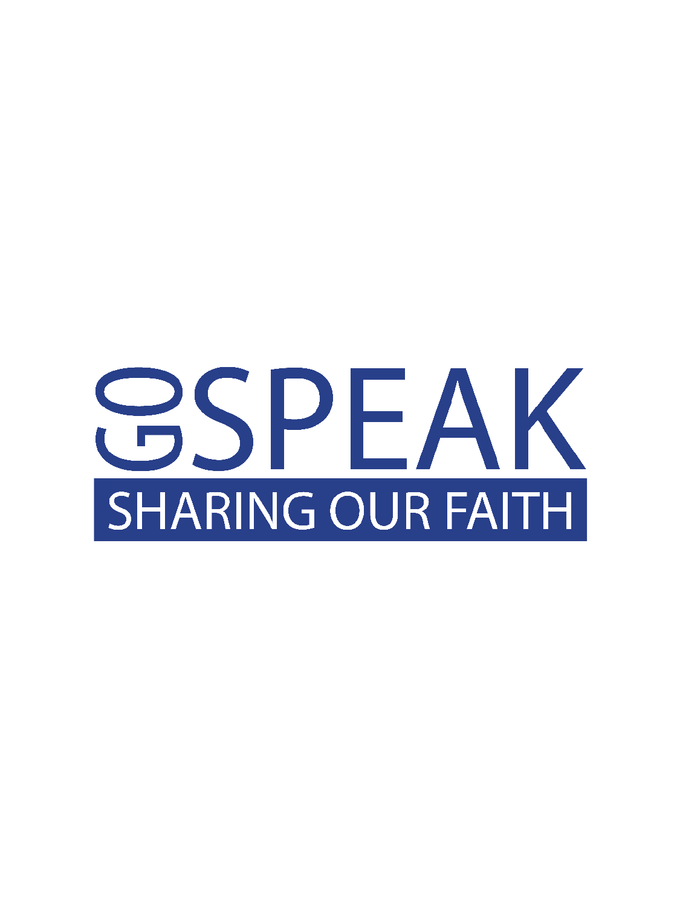# GO SPEAK

## SHARING OUR FAITH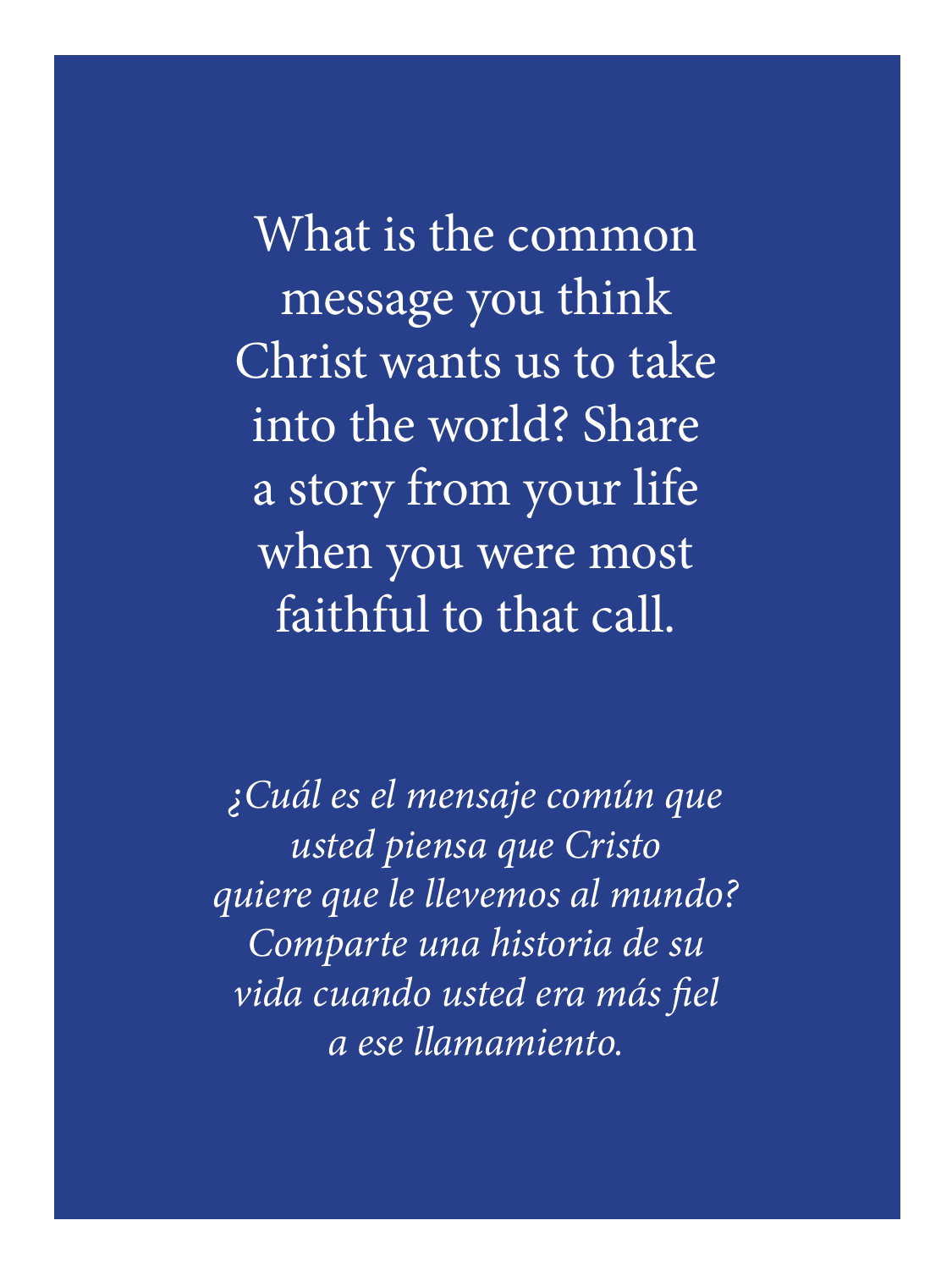What is the common message you think Christ wants us to take into the world? Share a story from your life when you were most faithful to that call.

*¿Cuál es el mensaje común que usted piensa que Cristo quiere que le llevemos al mundo? Comparte una historia de su vida cuando usted era más fiel a ese llamamiento.*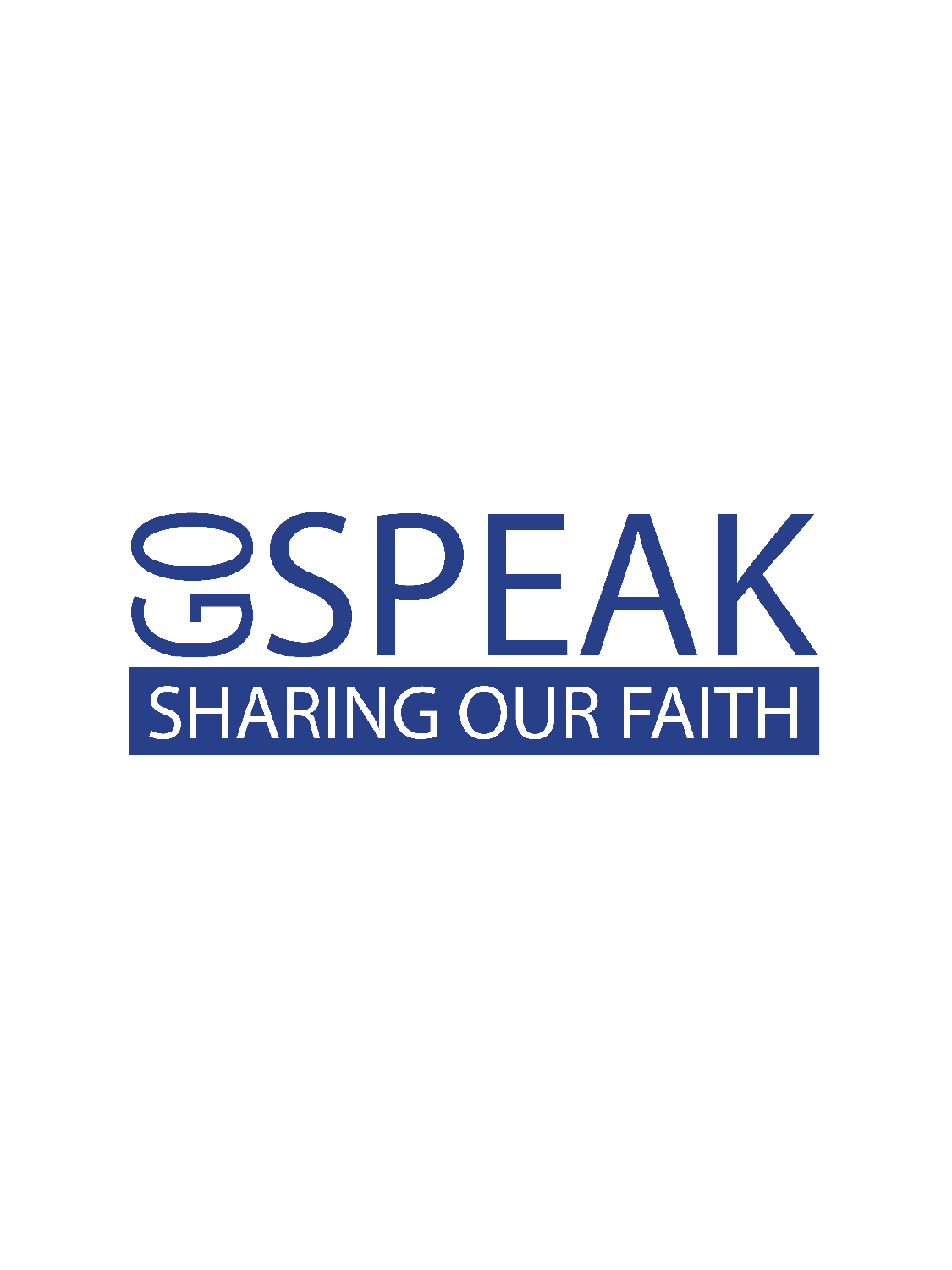# GO SPEAK

## SHARING OUR FAITH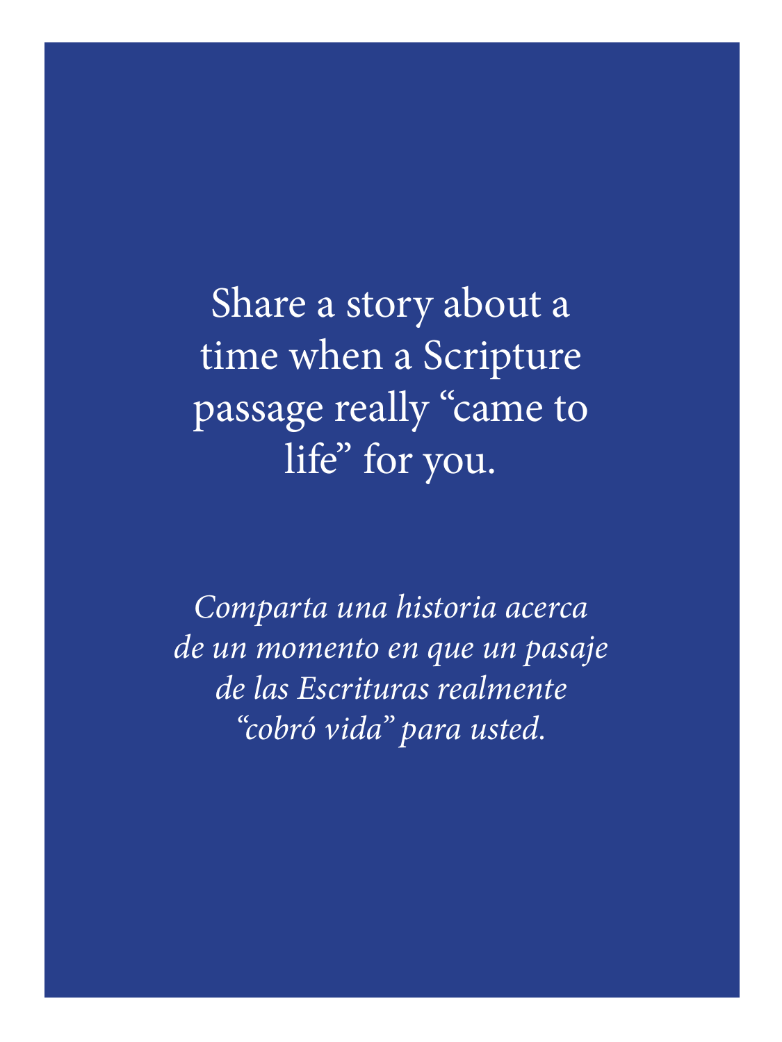Share a story about a time when a Scripture passage really "came to life" for you.

*Comparta una historia acerca de un momento en que un pasaje de las Escrituras realmente "cobró vida" para usted.*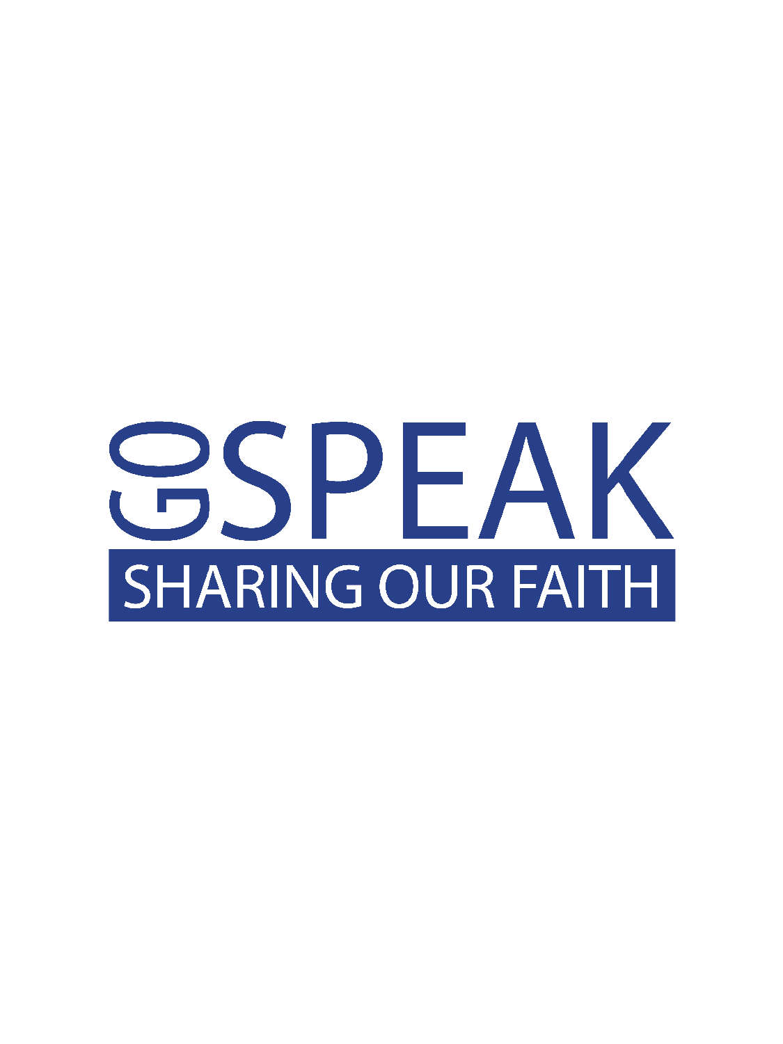# GO SPEAK

SHARING OUR FAITH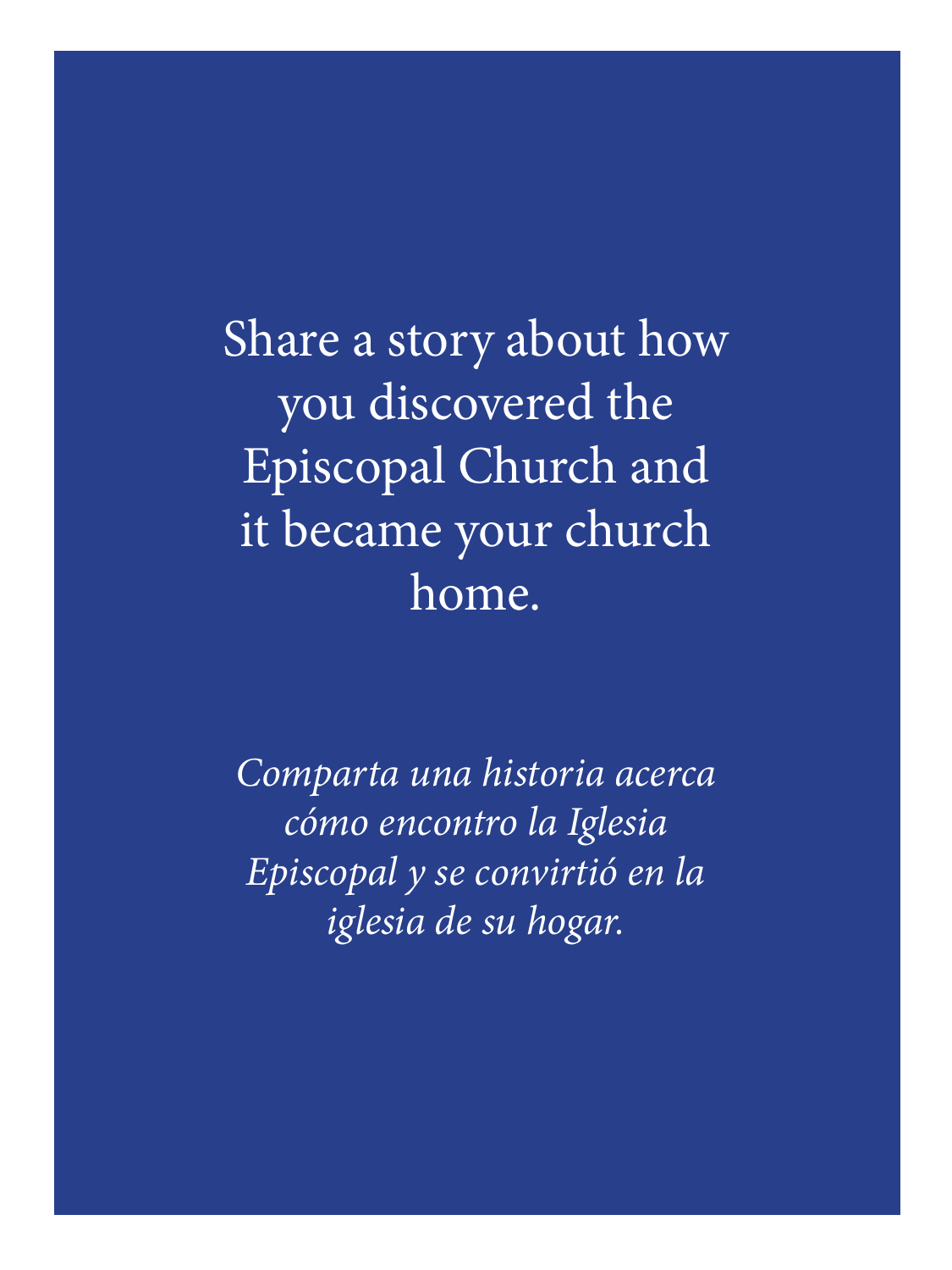Share a story about how you discovered the Episcopal Church and it became your church home.

*Comparta una historia acerca cómo encontro la Iglesia Episcopal y se convirtió en la iglesia de su hogar.*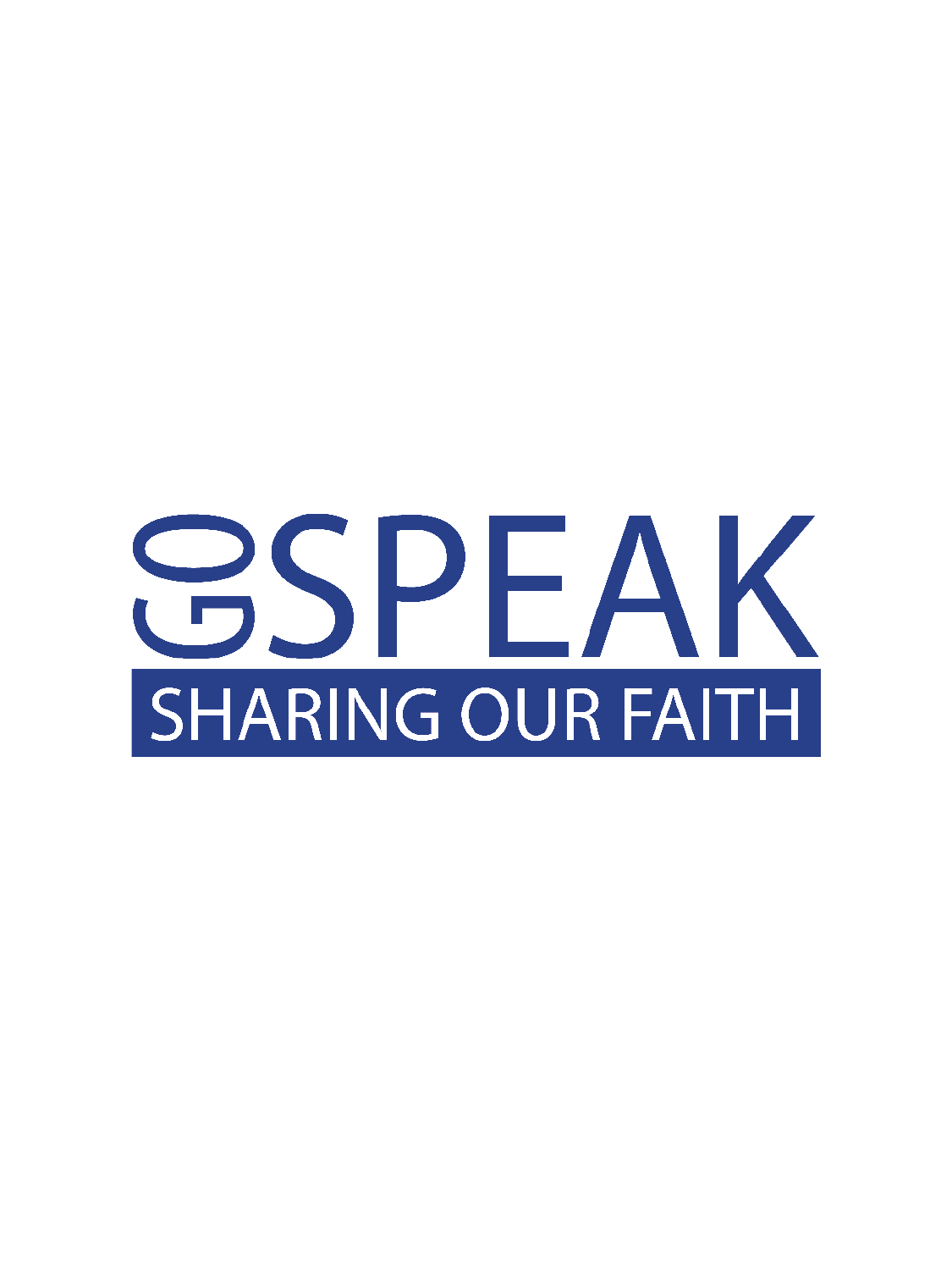# GO SPEAK

## SHARING OUR FAITH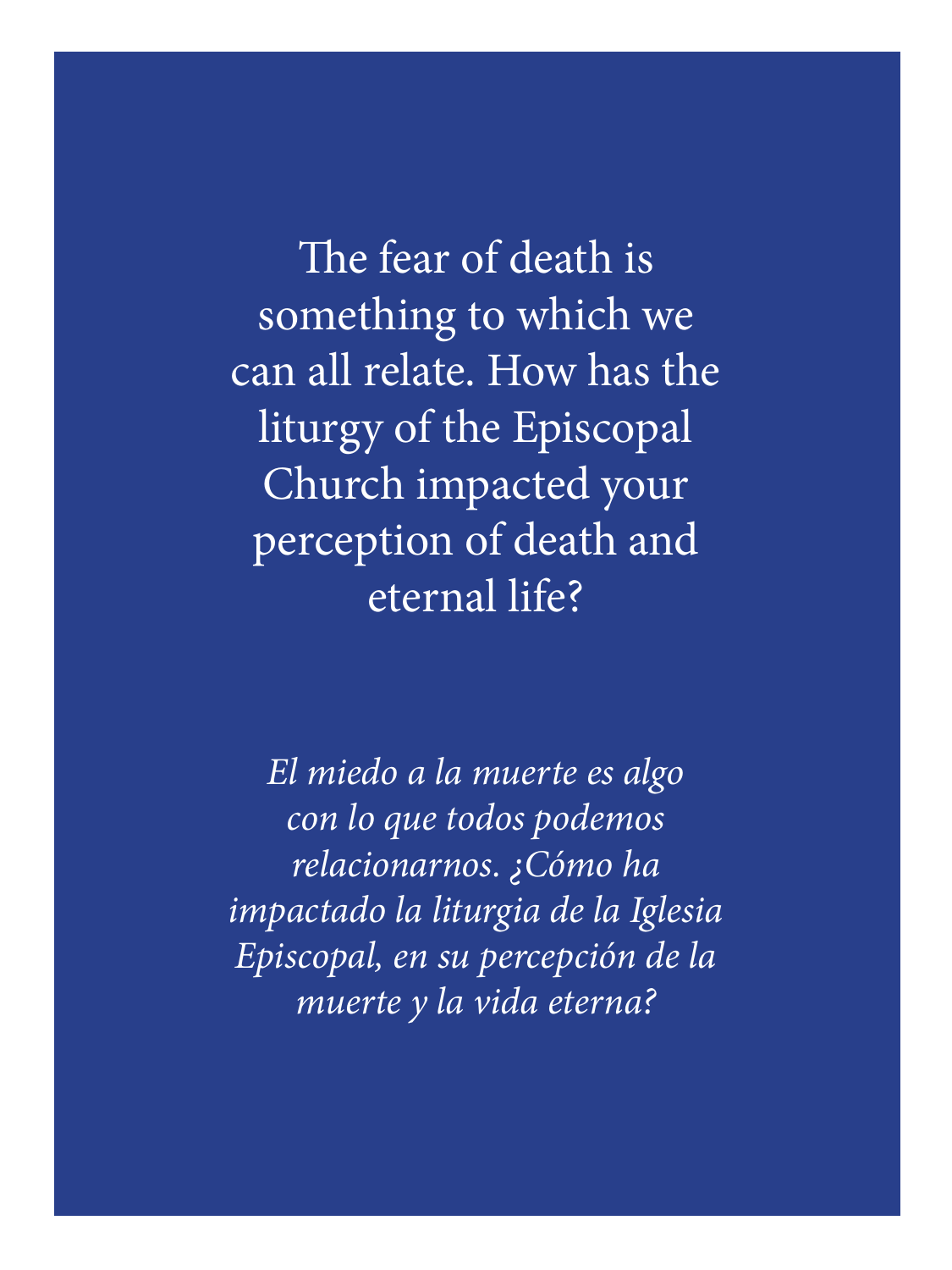The fear of death is something to which we can all relate. How has the liturgy of the Episcopal Church impacted your perception of death and eternal life?

*El miedo a la muerte es algo con lo que todos podemos relacionarnos. ¿Cómo ha impactado la liturgia de la Iglesia Episcopal, en su percepción de la muerte y la vida eterna?*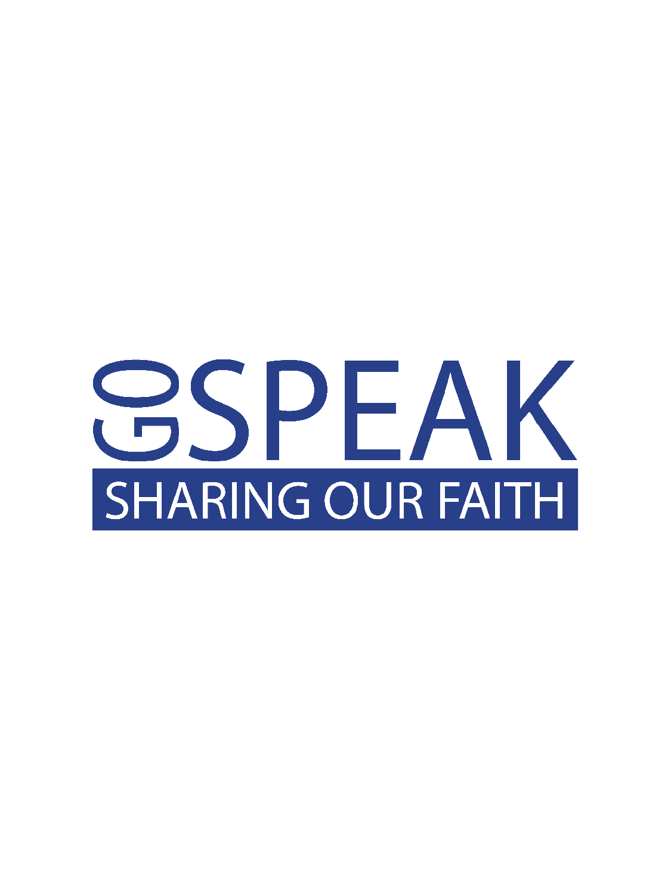# GO SPEAK

## SHARING OUR FAITH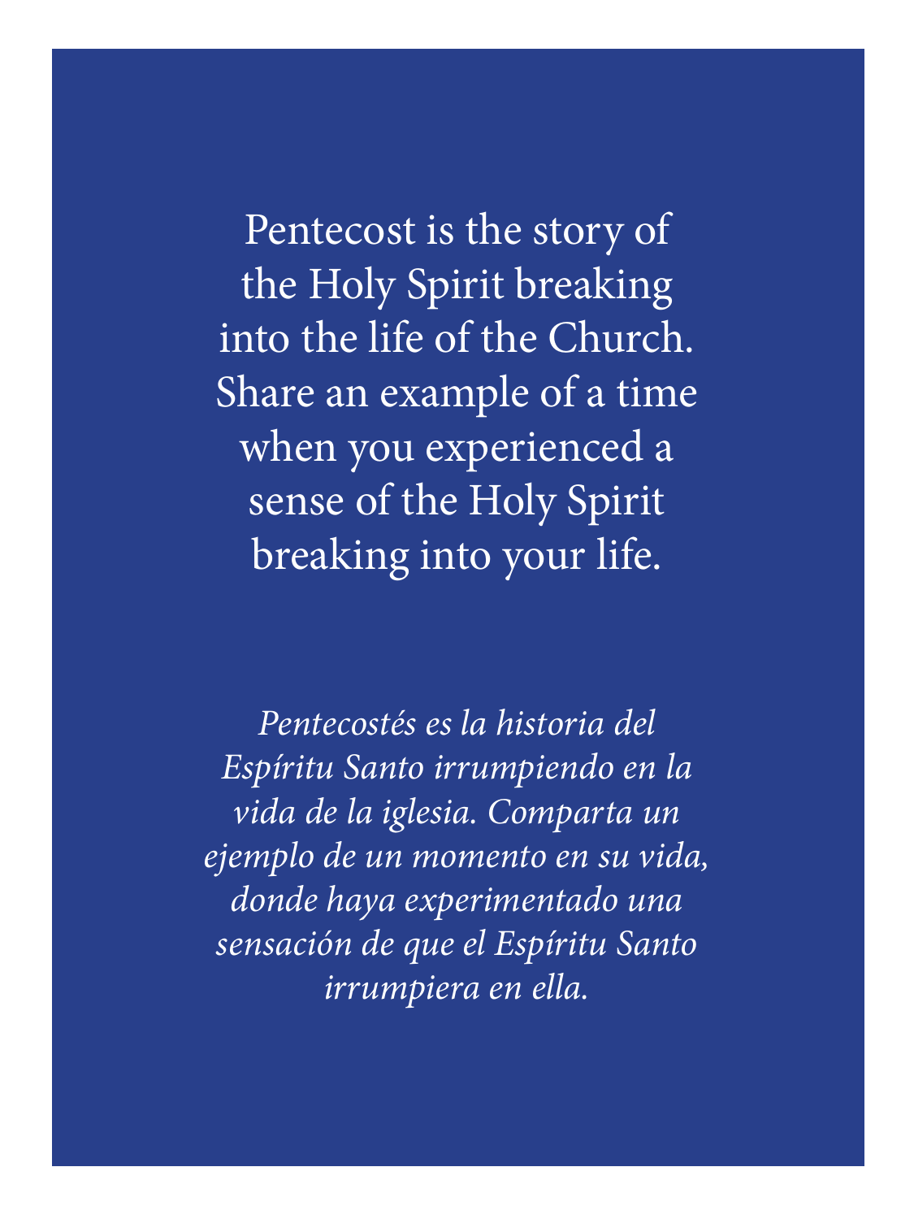Pentecost is the story of the Holy Spirit breaking into the life of the Church. Share an example of a time when you experienced a sense of the Holy Spirit breaking into your life.

*Pentecostés es la historia del Espíritu Santo irrumpiendo en la vida de la iglesia. Comparta un ejemplo de un momento en su vida, donde haya experimentado una sensación de que el Espíritu Santo irrumpiera en ella.*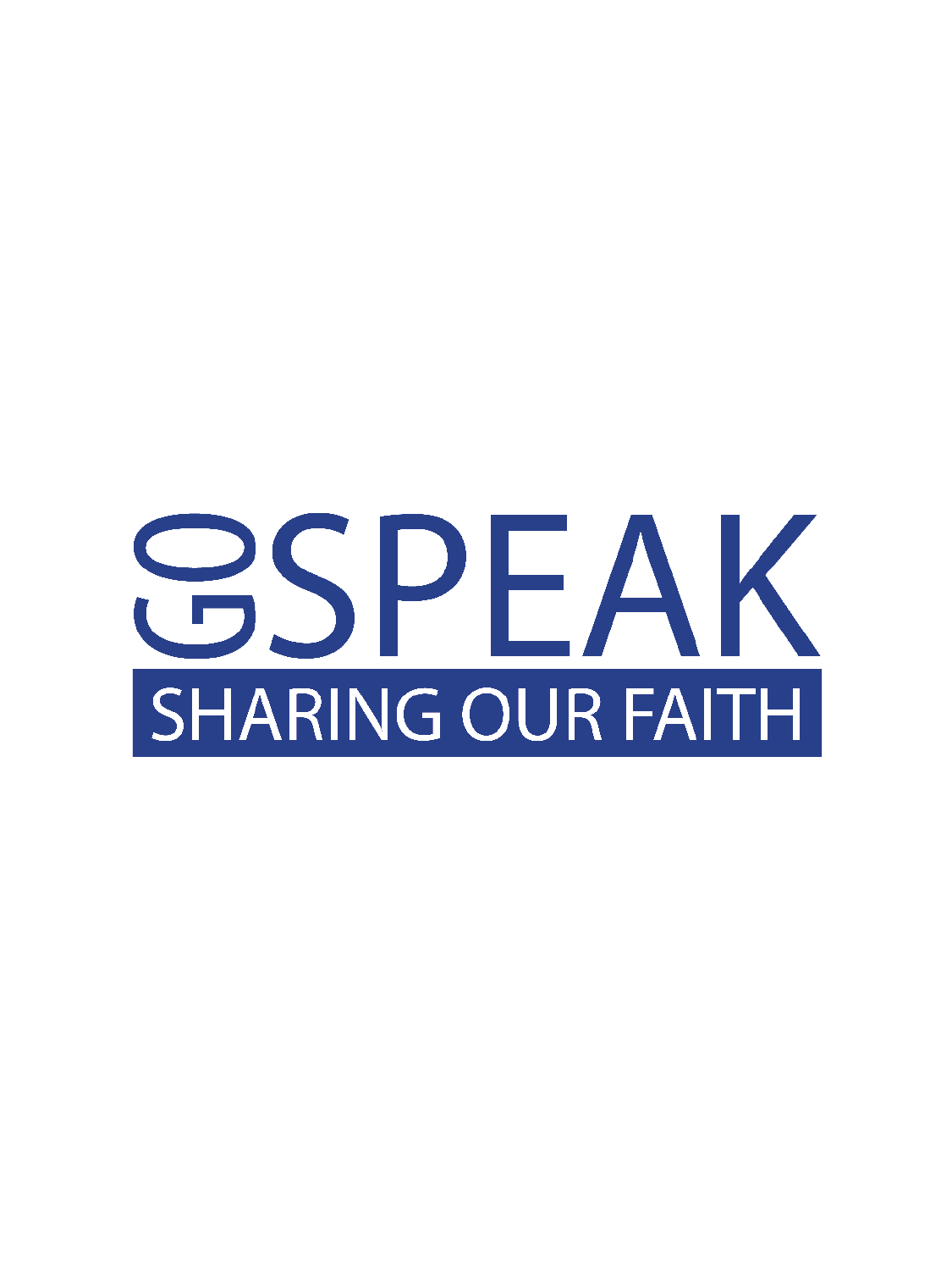# GO SPEAK

## SHARING OUR FAITH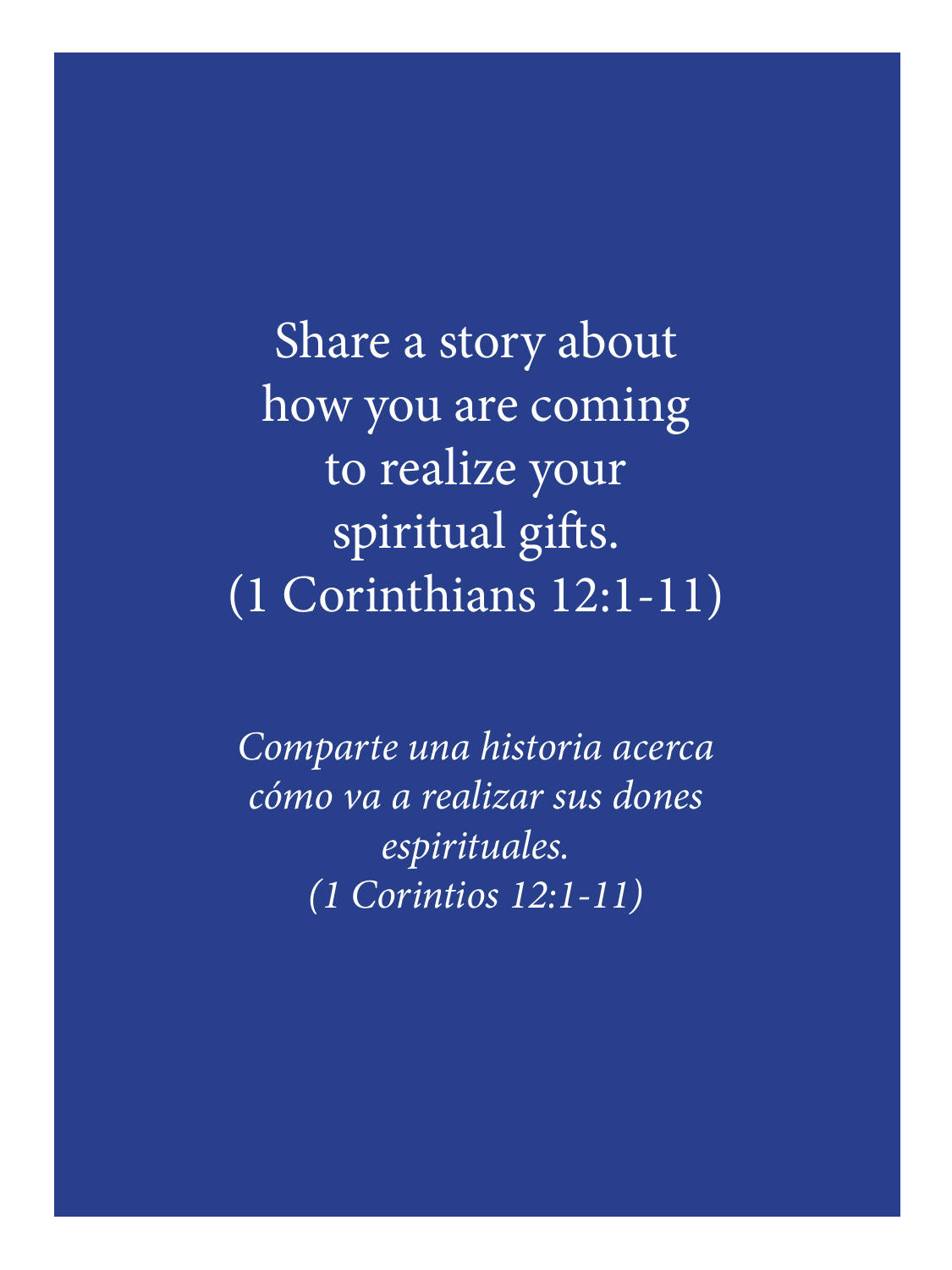Share a story about
how you are coming
to realize your
spiritual gifts.
(1 Corinthians 12:1-11)

*Comparte una historia acerca
cómo va a realizar sus dones
espirituales.
(1 Corintios 12:1-11)*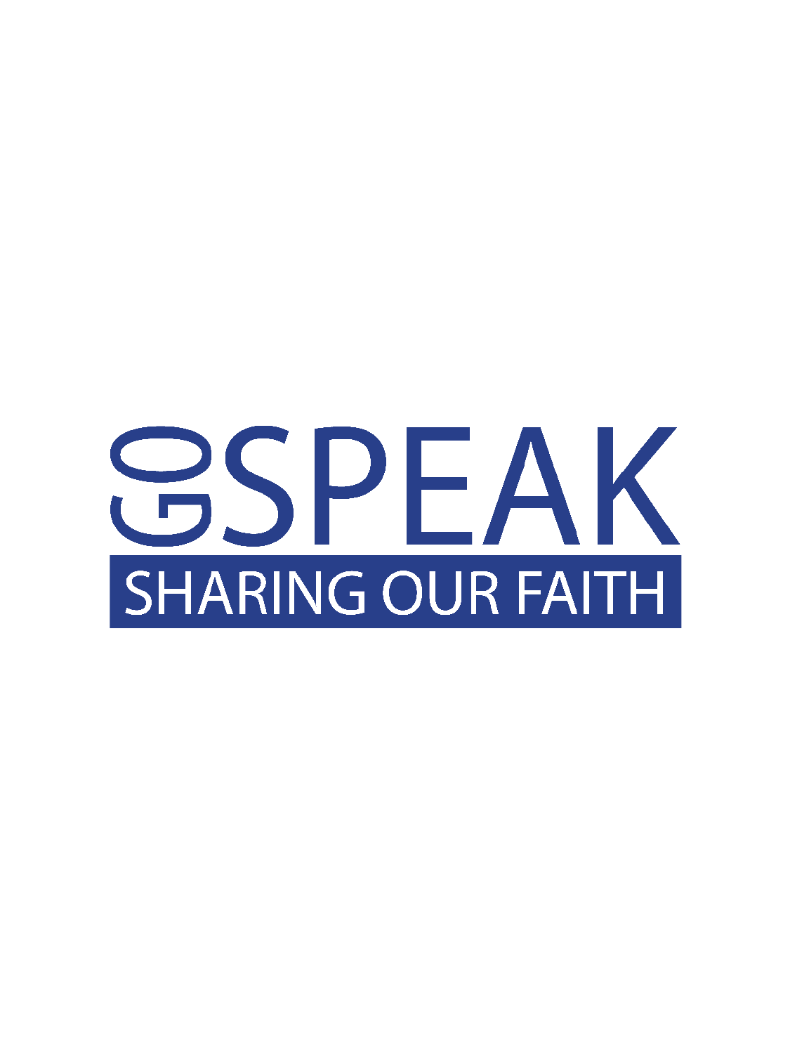# GO SPEAK

SHARING OUR FAITH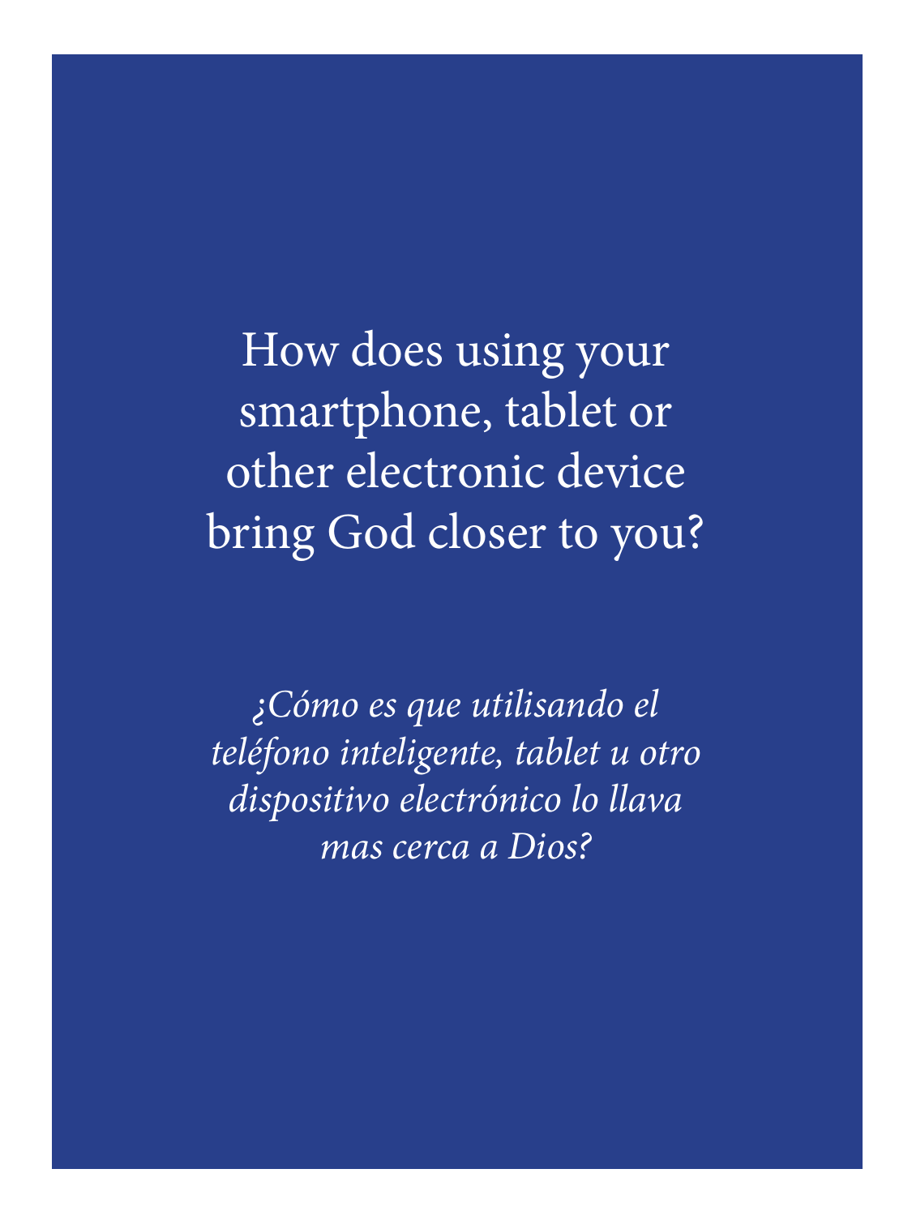How does using your smartphone, tablet or other electronic device bring God closer to you?

*¿Cómo es que utilisando el teléfono inteligente, tablet u otro dispositivo electrónico lo llava mas cerca a Dios?*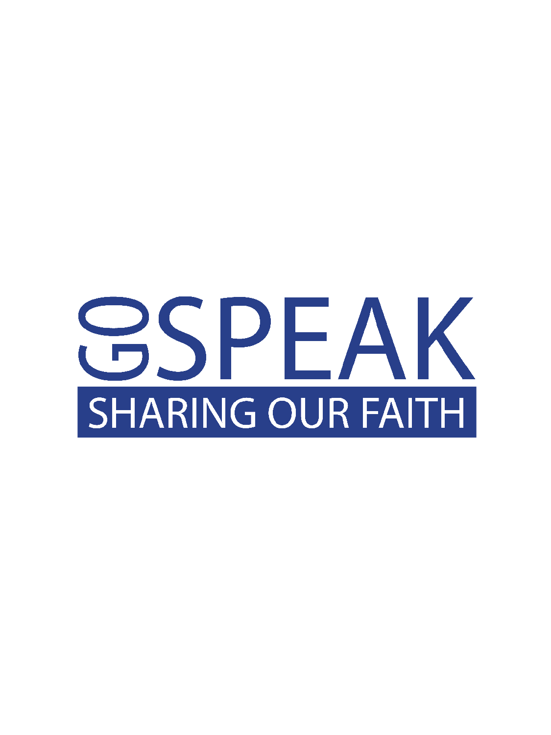# GO SPEAK

## SHARING OUR FAITH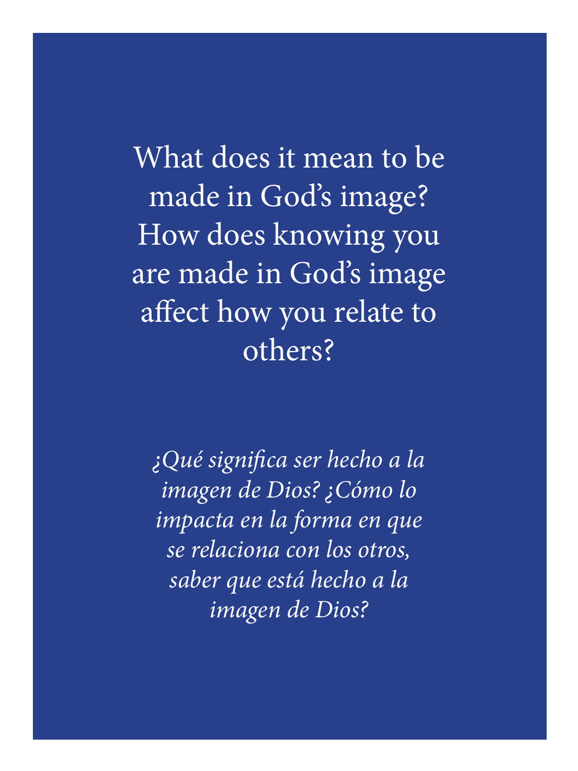What does it mean to be made in God's image? How does knowing you are made in God's image affect how you relate to others?

*¿Qué significa ser hecho a la imagen de Dios? ¿Cómo lo impacta en la forma en que se relaciona con los otros, saber que está hecho a la imagen de Dios?*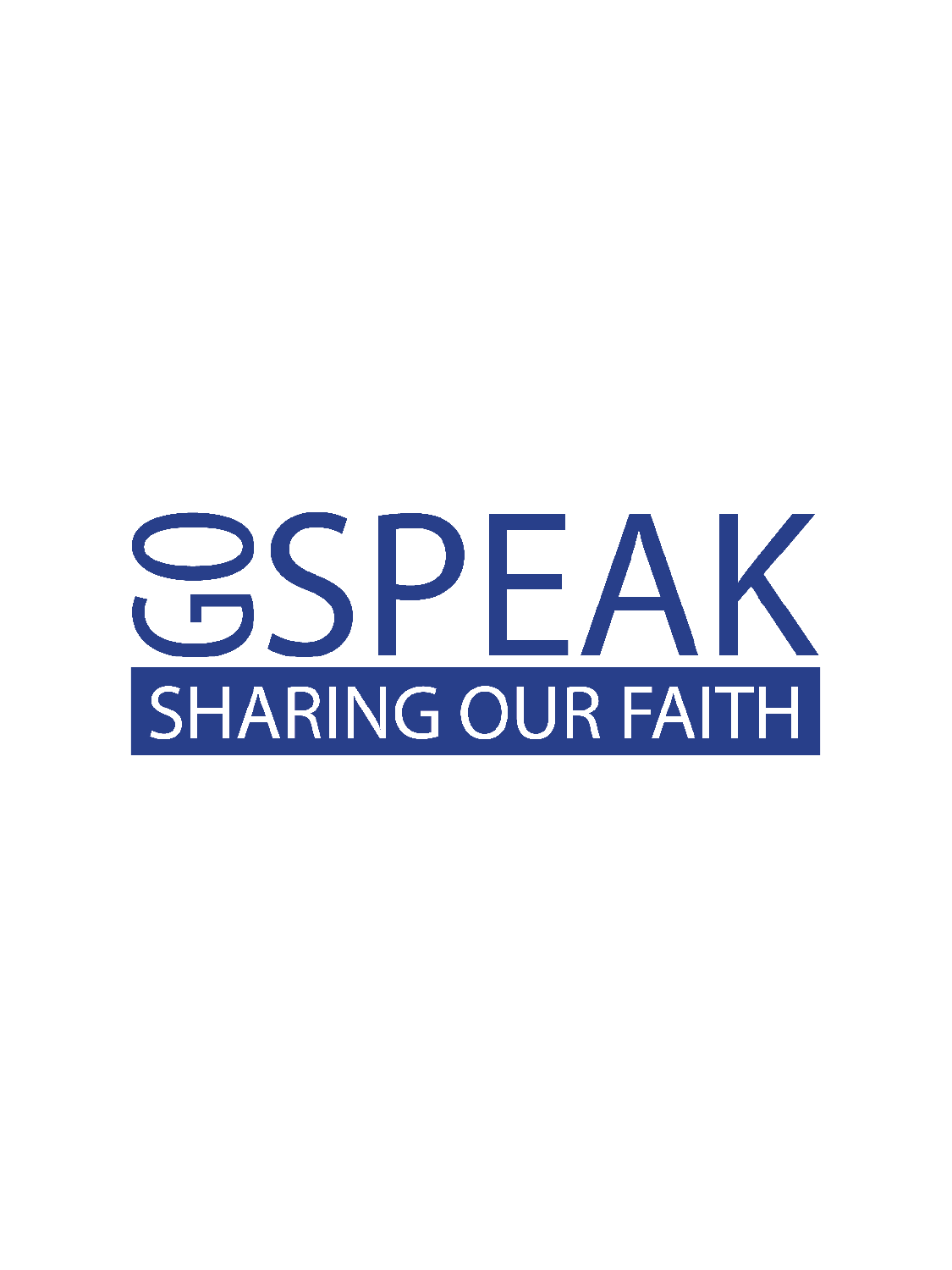# GO SPEAK

## SHARING OUR FAITH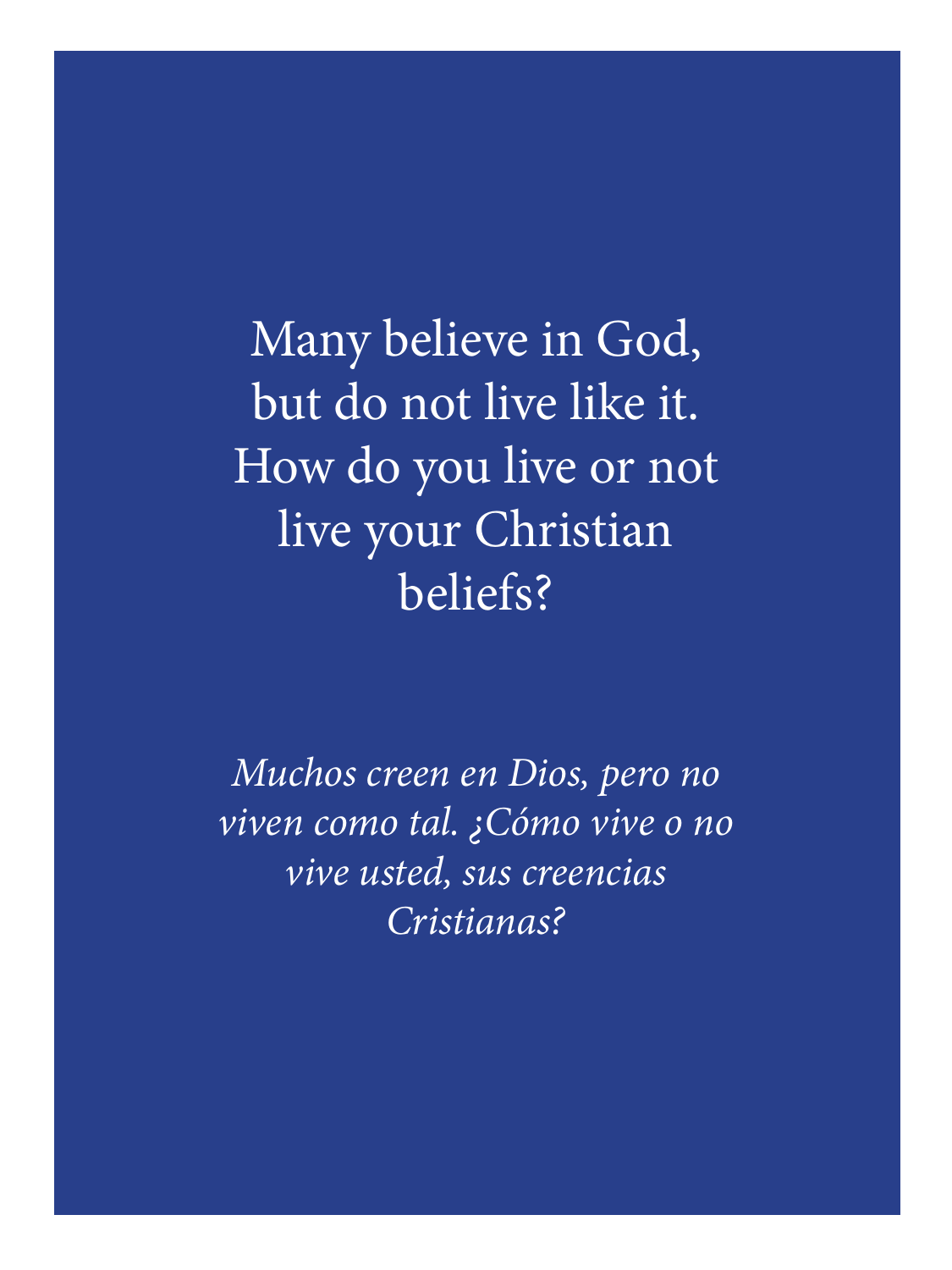Many believe in God, but do not live like it. How do you live or not live your Christian beliefs?

*Muchos creen en Dios, pero no viven como tal. ¿Cómo vive o no vive usted, sus creencias Cristianas?*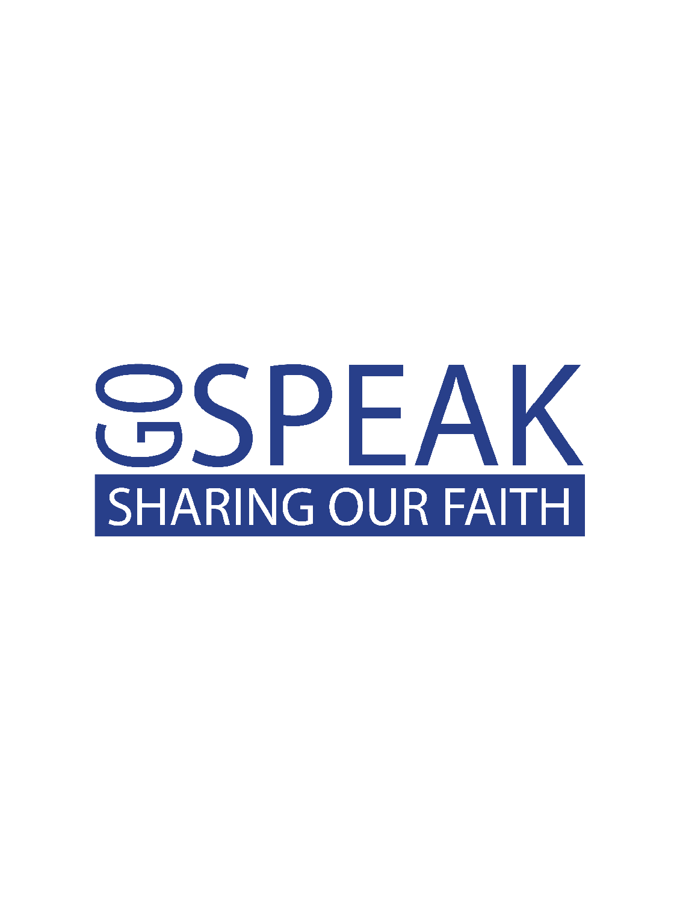# GO SPEAK

## SHARING OUR FAITH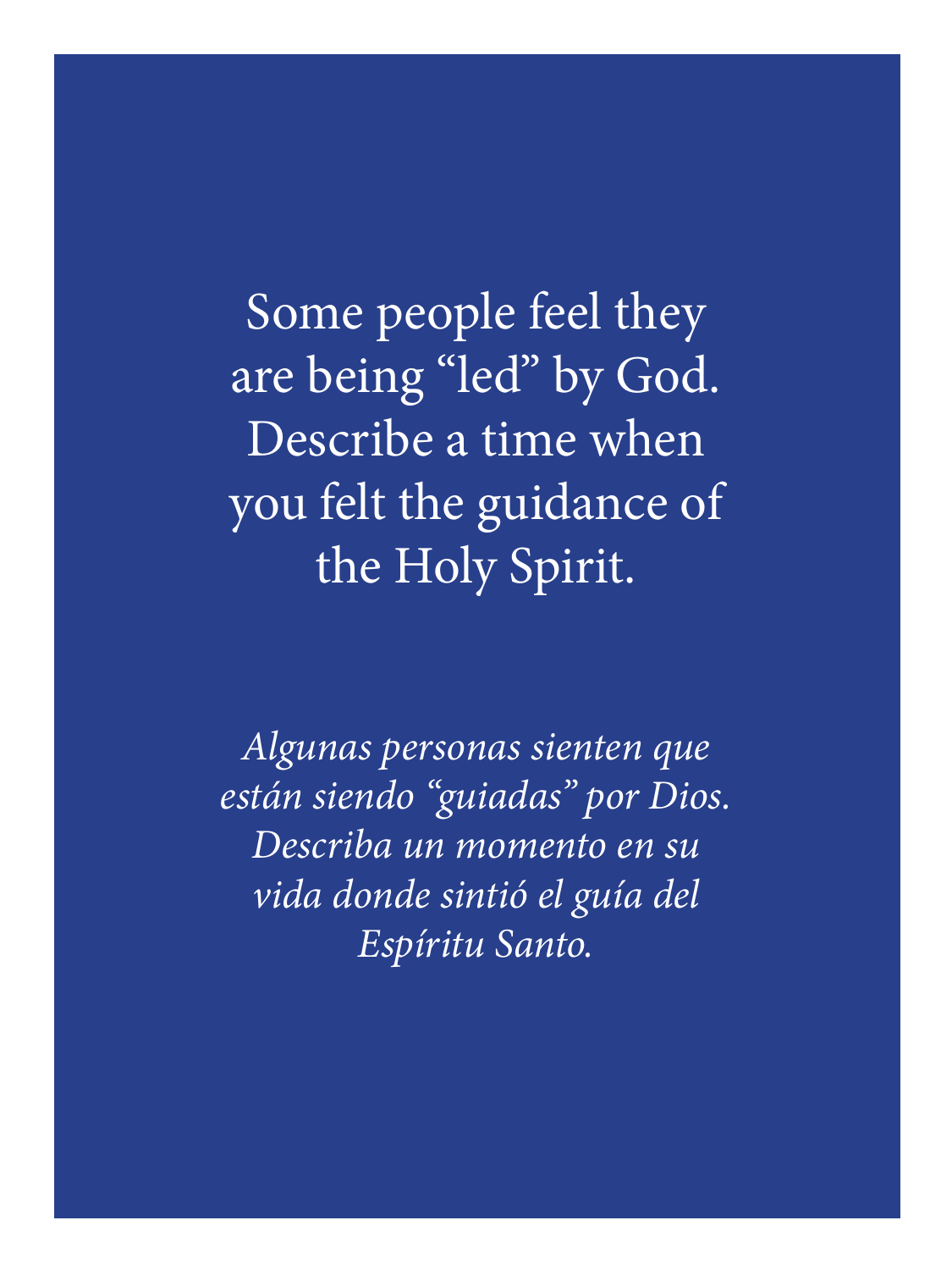Some people feel they are being “led” by God. Describe a time when you felt the guidance of the Holy Spirit.

*Algunas personas sienten que están siendo “guiadas” por Dios. Describa un momento en su vida donde sintió el guía del Espíritu Santo.*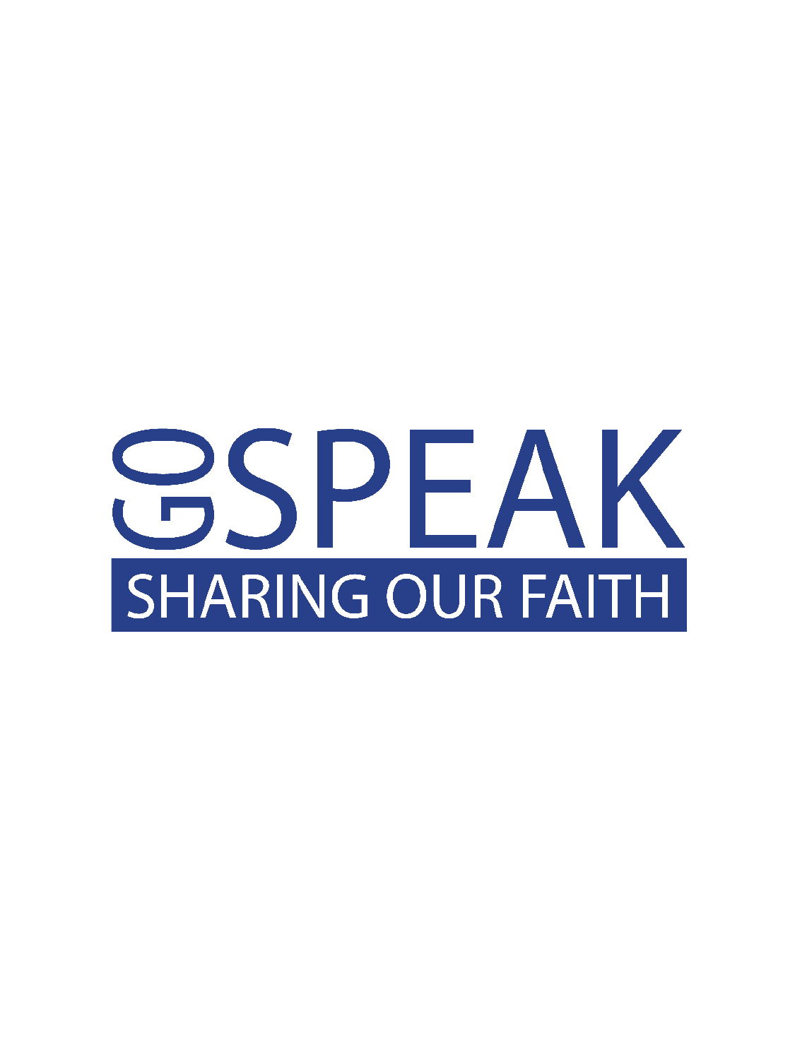# GO SPEAK

## SHARING OUR FAITH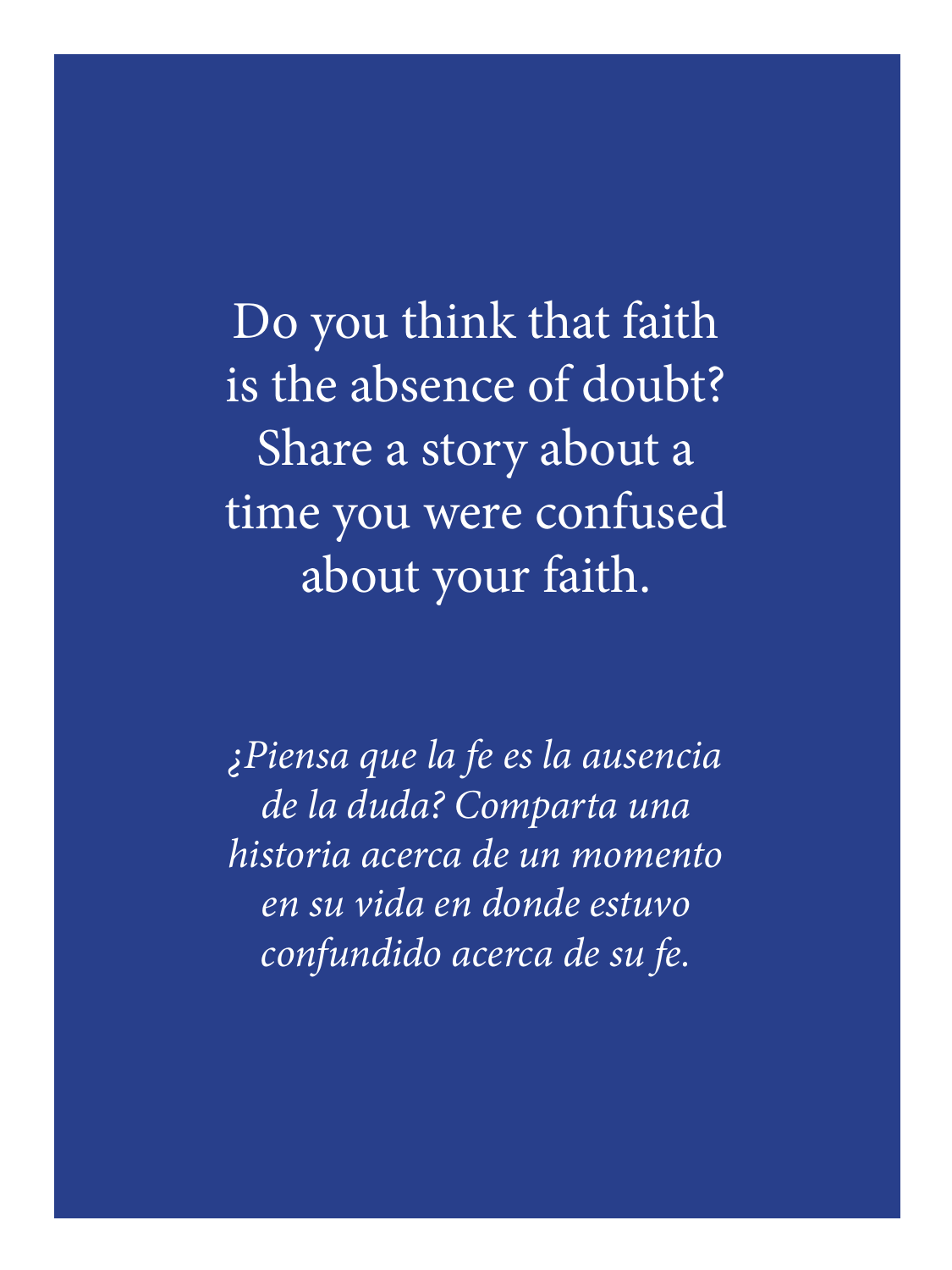Do you think that faith is the absence of doubt? Share a story about a time you were confused about your faith.

*¿Piensa que la fe es la ausencia de la duda? Comparta una historia acerca de un momento en su vida en donde estuvo confundido acerca de su fe.*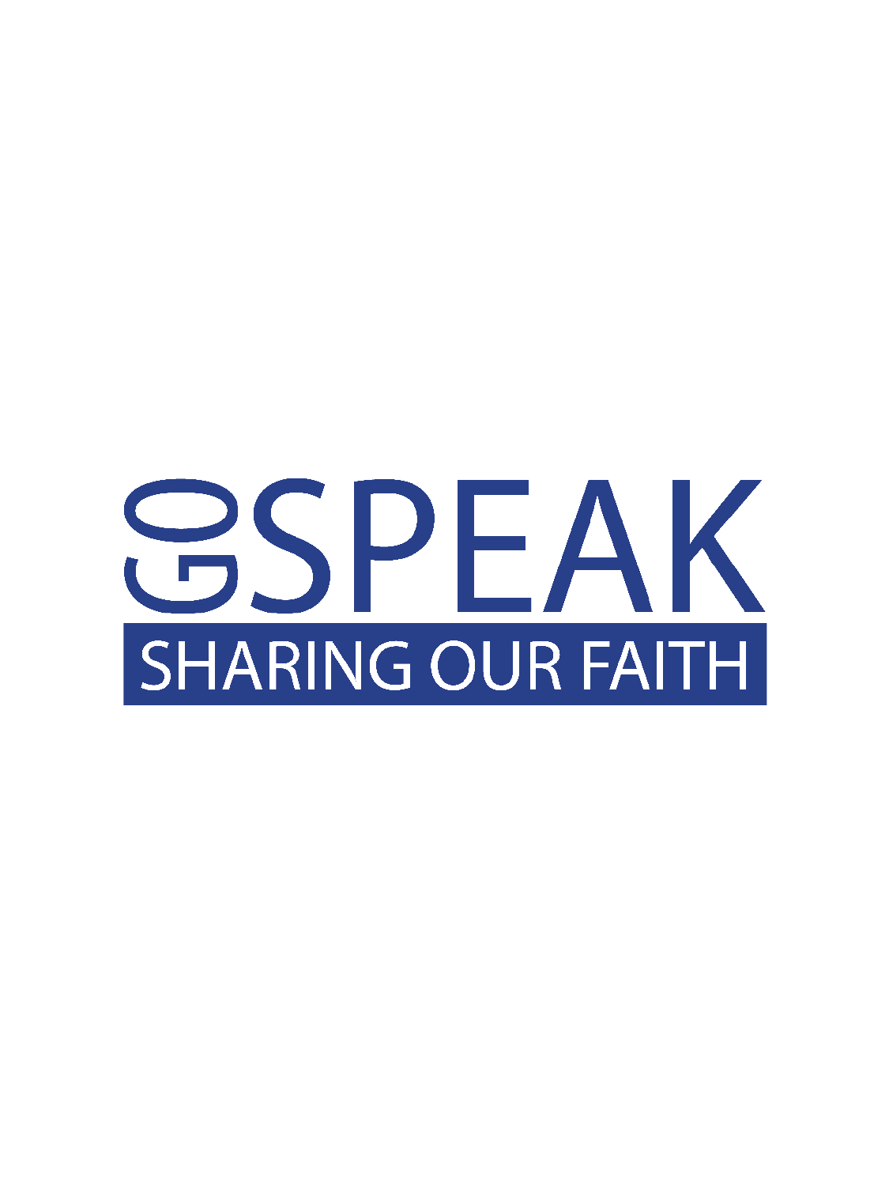# GO SPEAK

SHARING OUR FAITH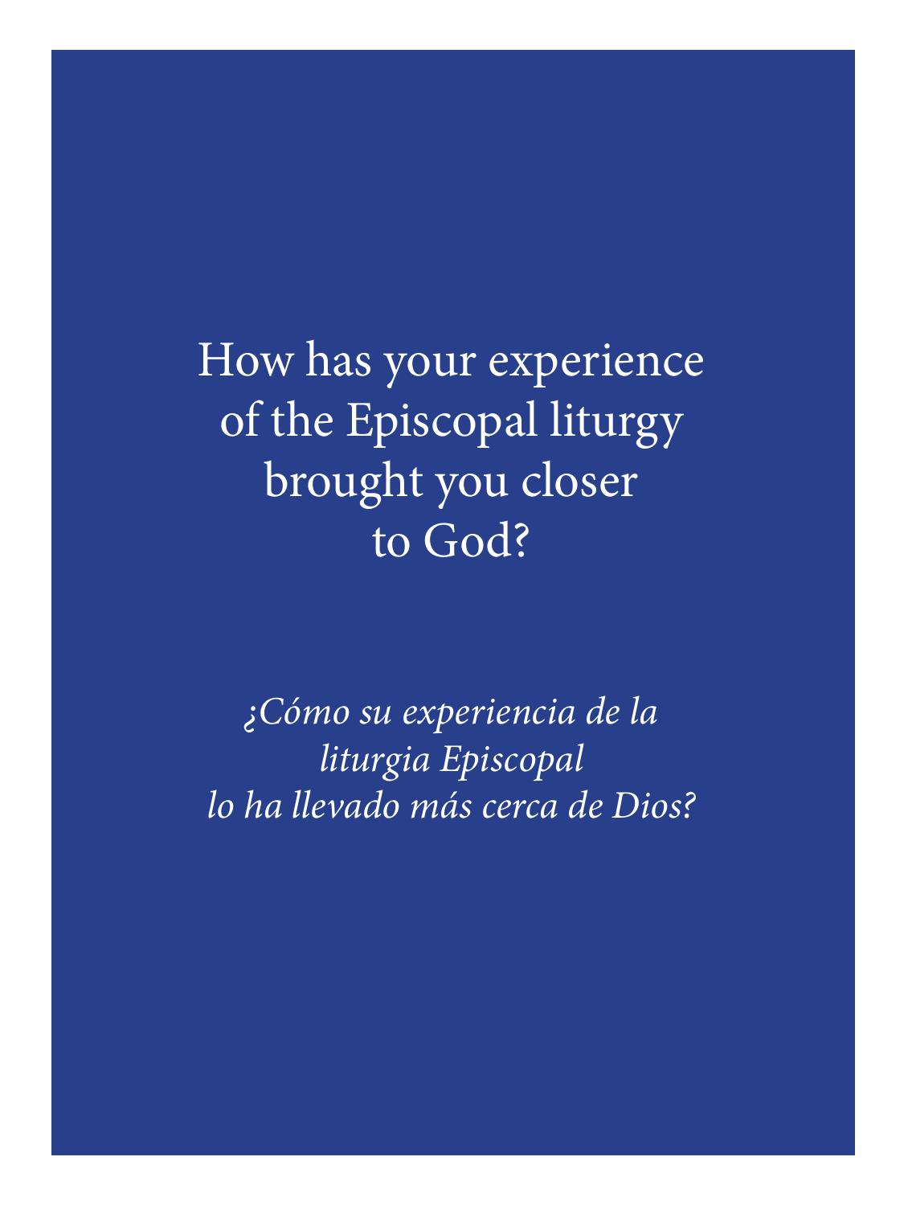How has your experience of the Episcopal liturgy brought you closer to God?

*¿Cómo su experiencia de la liturgia Episcopal lo ha llevado más cerca de Dios?*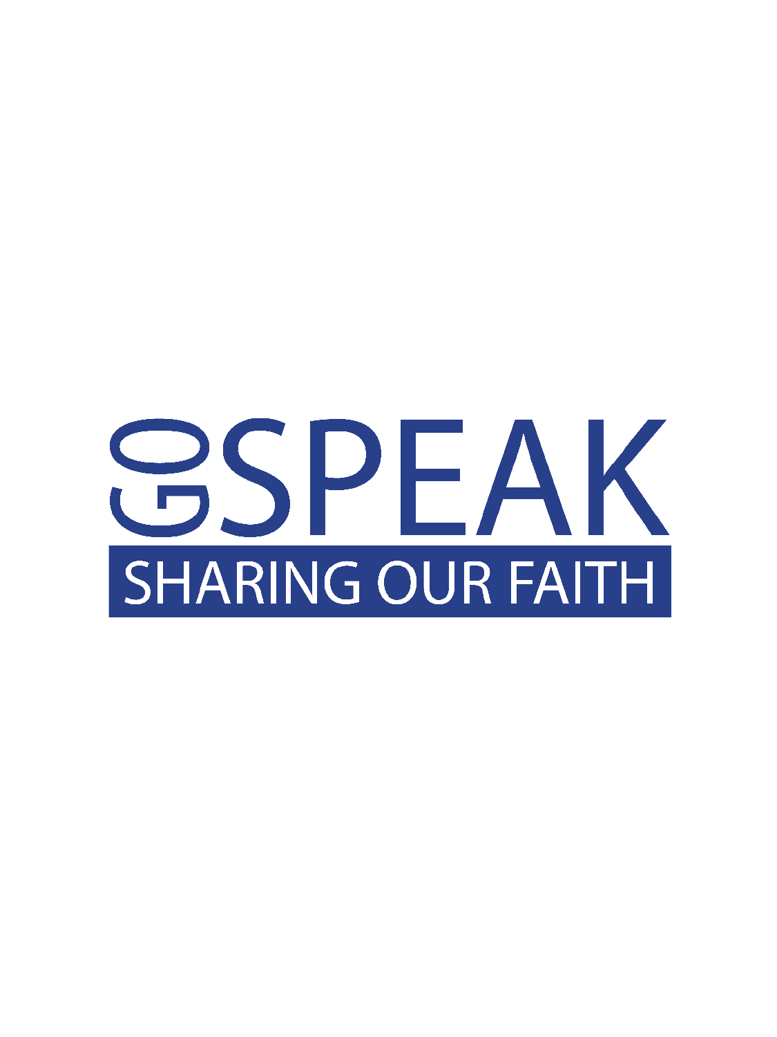# GO SPEAK

## SHARING OUR FAITH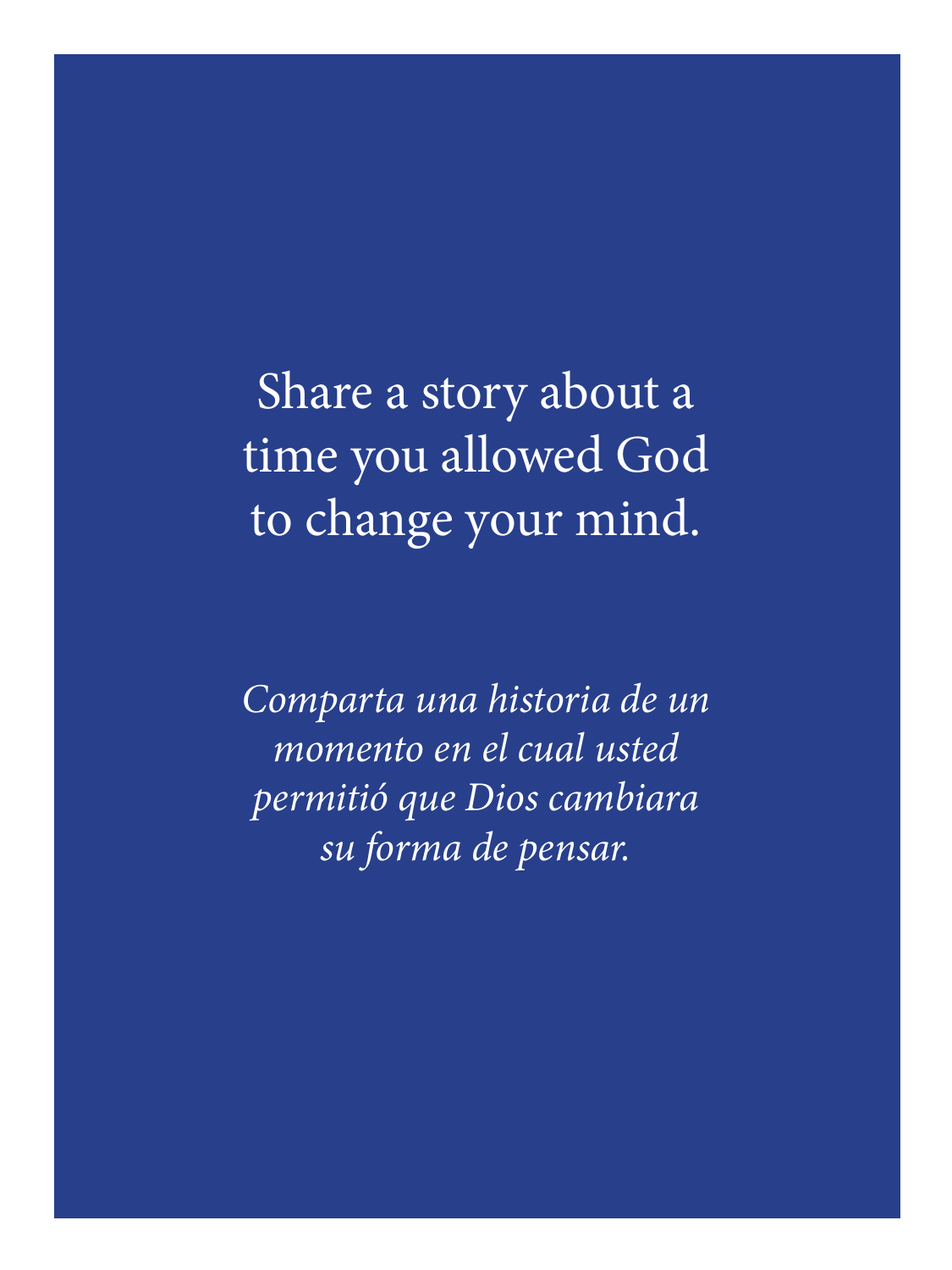Share a story about a time you allowed God to change your mind.

*Comparta una historia de un momento en el cual usted permitió que Dios cambiara su forma de pensar.*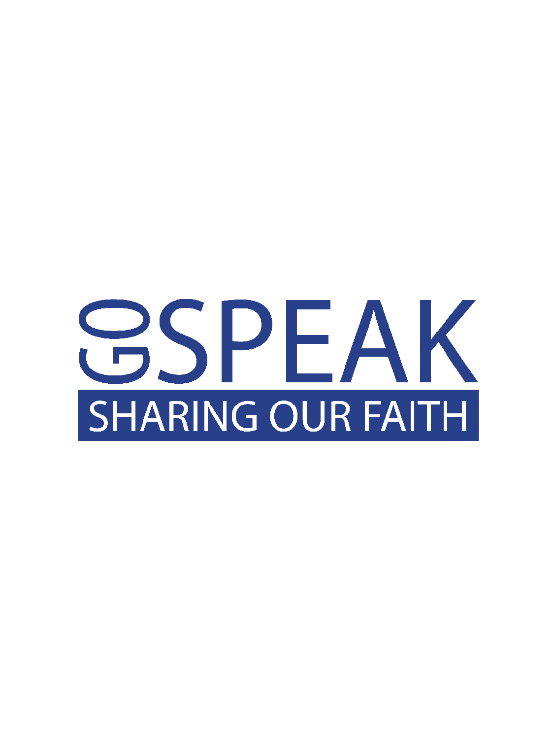GOSPEAK

SHARING OUR FAITH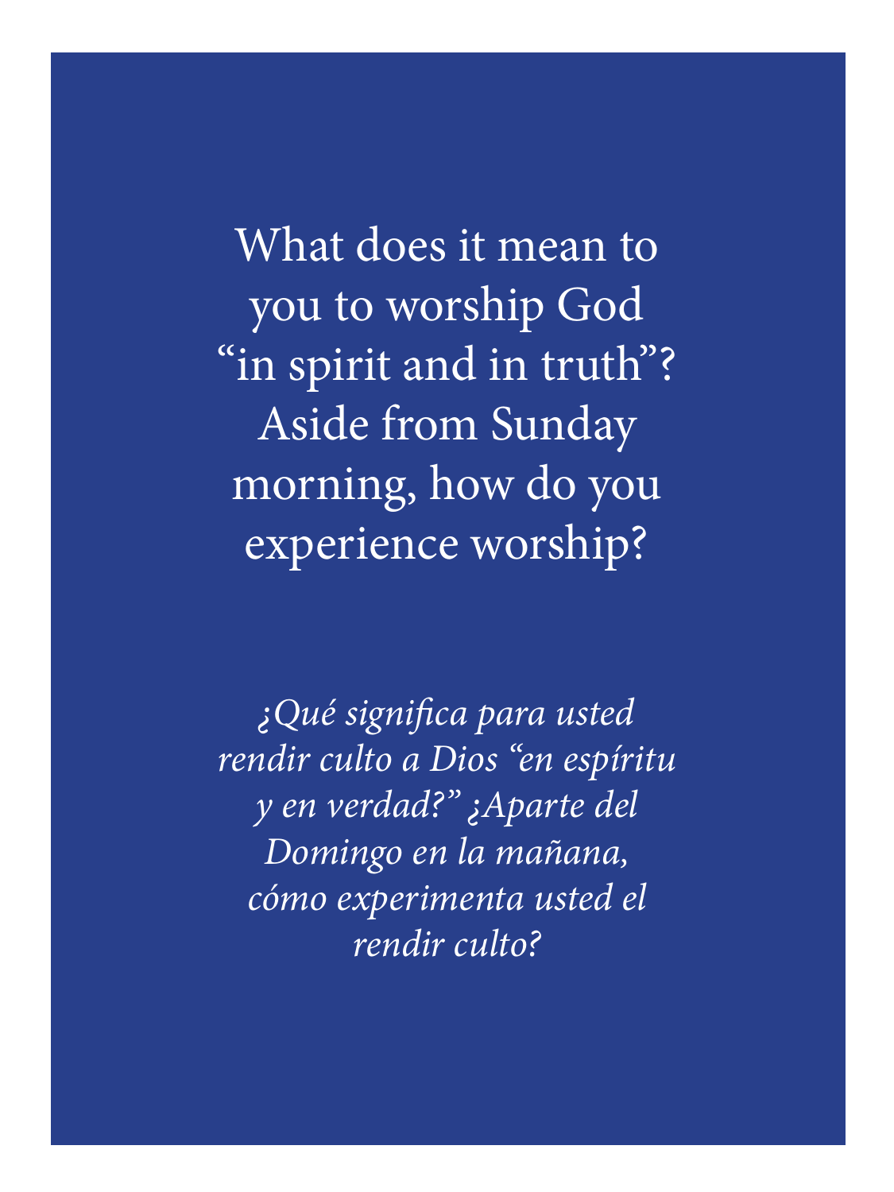What does it mean to you to worship God "in spirit and in truth"? Aside from Sunday morning, how do you experience worship?

*¿Qué significa para usted rendir culto a Dios "en espíritu y en verdad?" ¿Aparte del Domingo en la mañana, cómo experimenta usted el rendir culto?*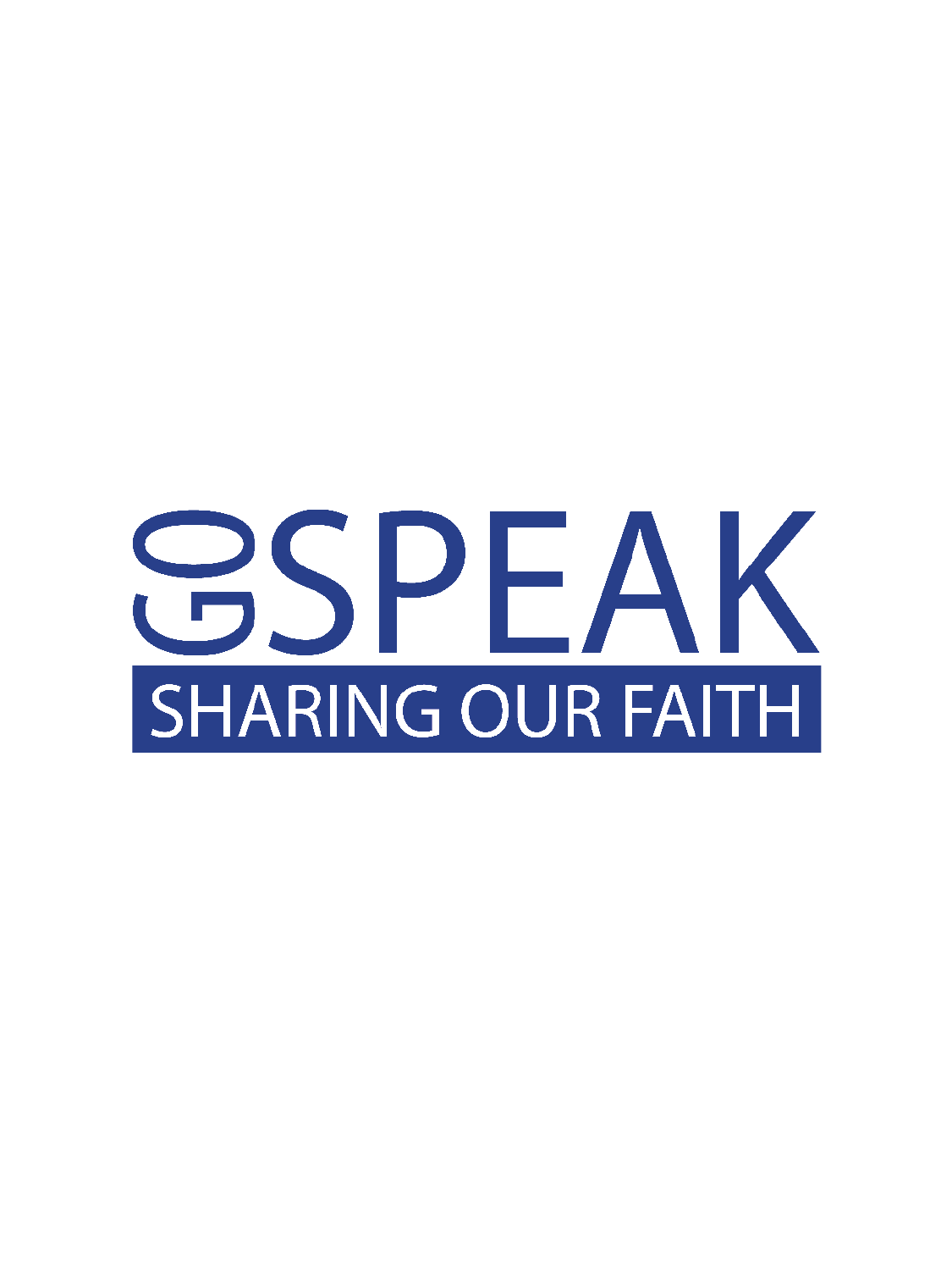# GO SPEAK

## SHARING OUR FAITH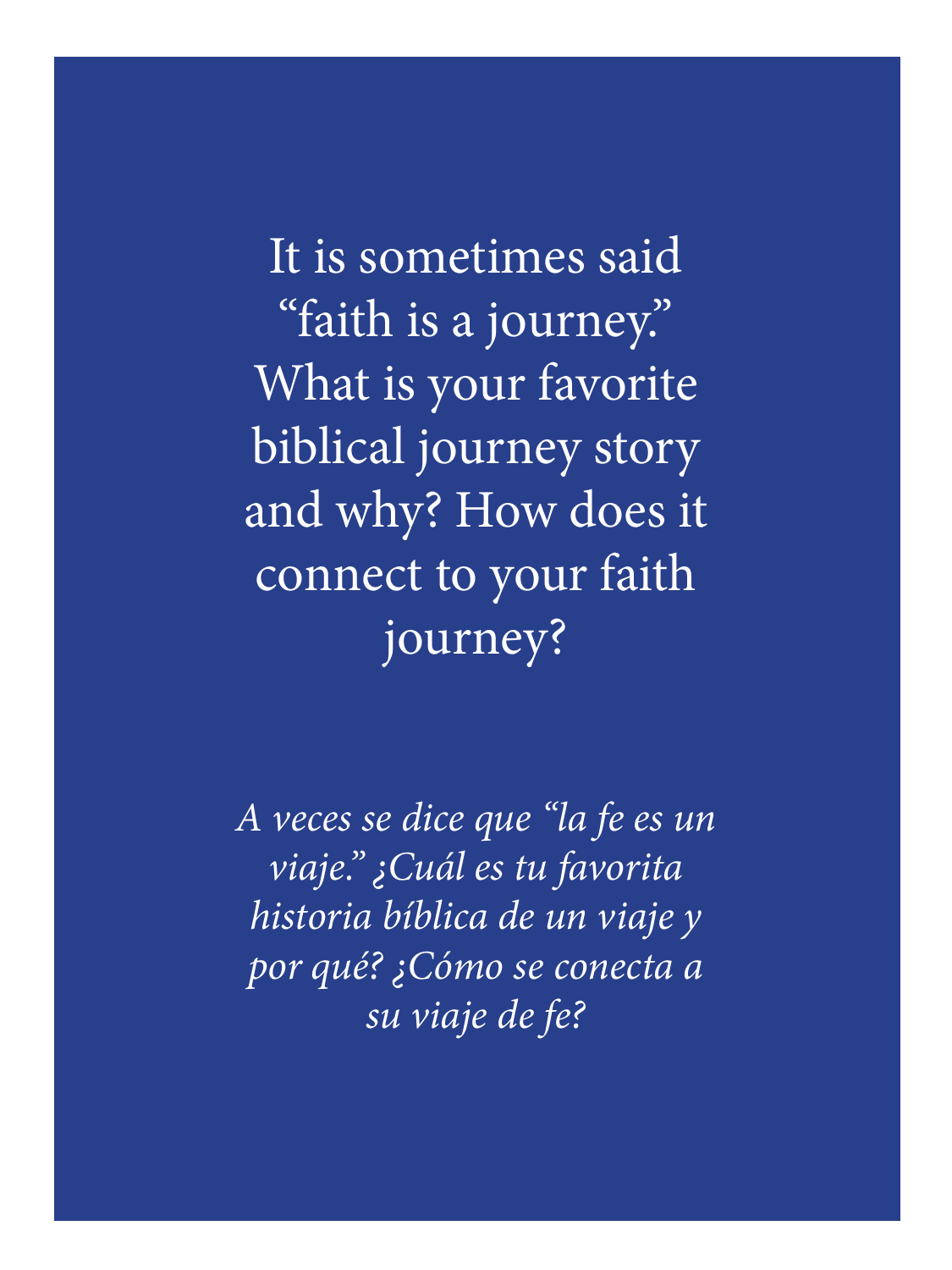It is sometimes said "faith is a journey." What is your favorite biblical journey story and why? How does it connect to your faith journey?

*A veces se dice que "la fe es un viaje." ¿Cuál es tu favorita historia bíblica de un viaje y por qué? ¿Cómo se conecta a su viaje de fe?*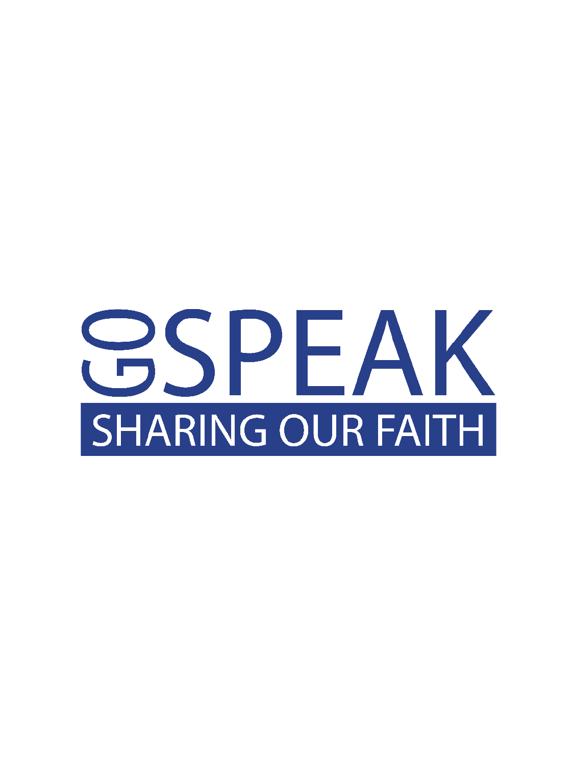# GO SPEAK

SHARING OUR FAITH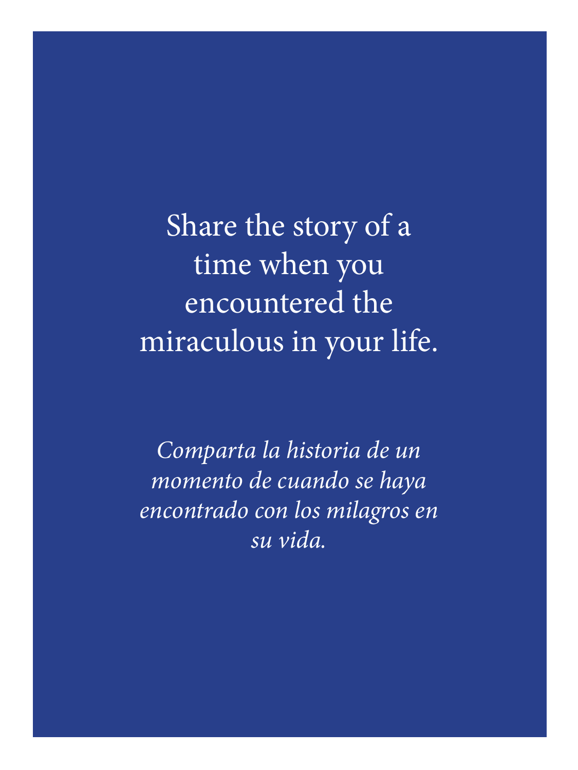Share the story of a time when you encountered the miraculous in your life.

*Comparta la historia de un momento de cuando se haya encontrado con los milagros en su vida.*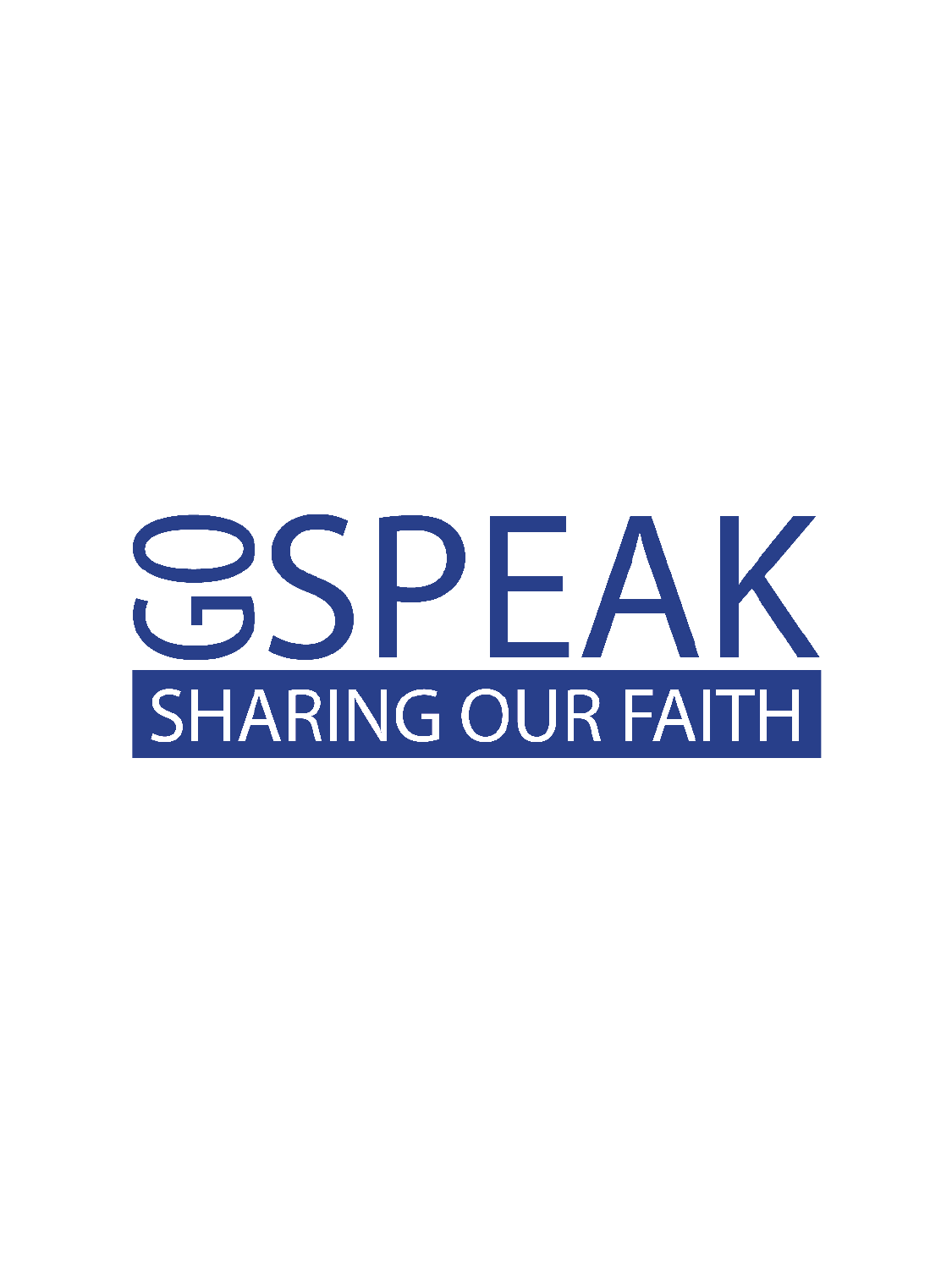# GO SPEAK

SHARING OUR FAITH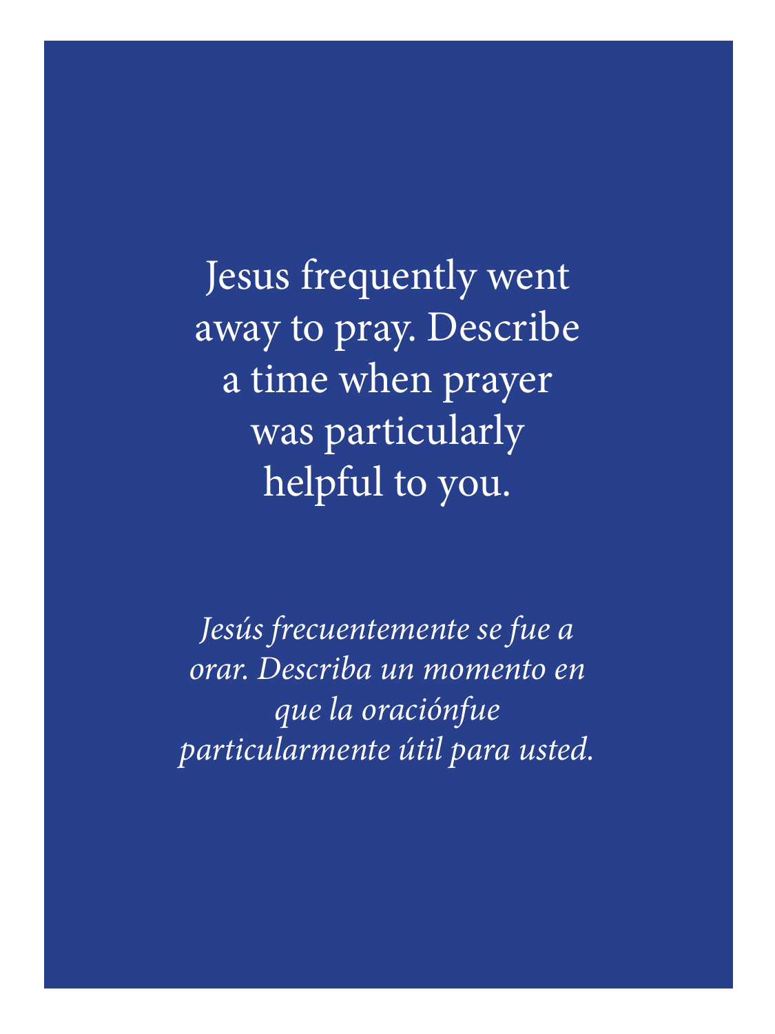Jesus frequently went away to pray. Describe a time when prayer was particularly helpful to you.

*Jesús frecuentemente se fue a orar. Describa un momento en que la oraciónfue particularmente útil para usted.*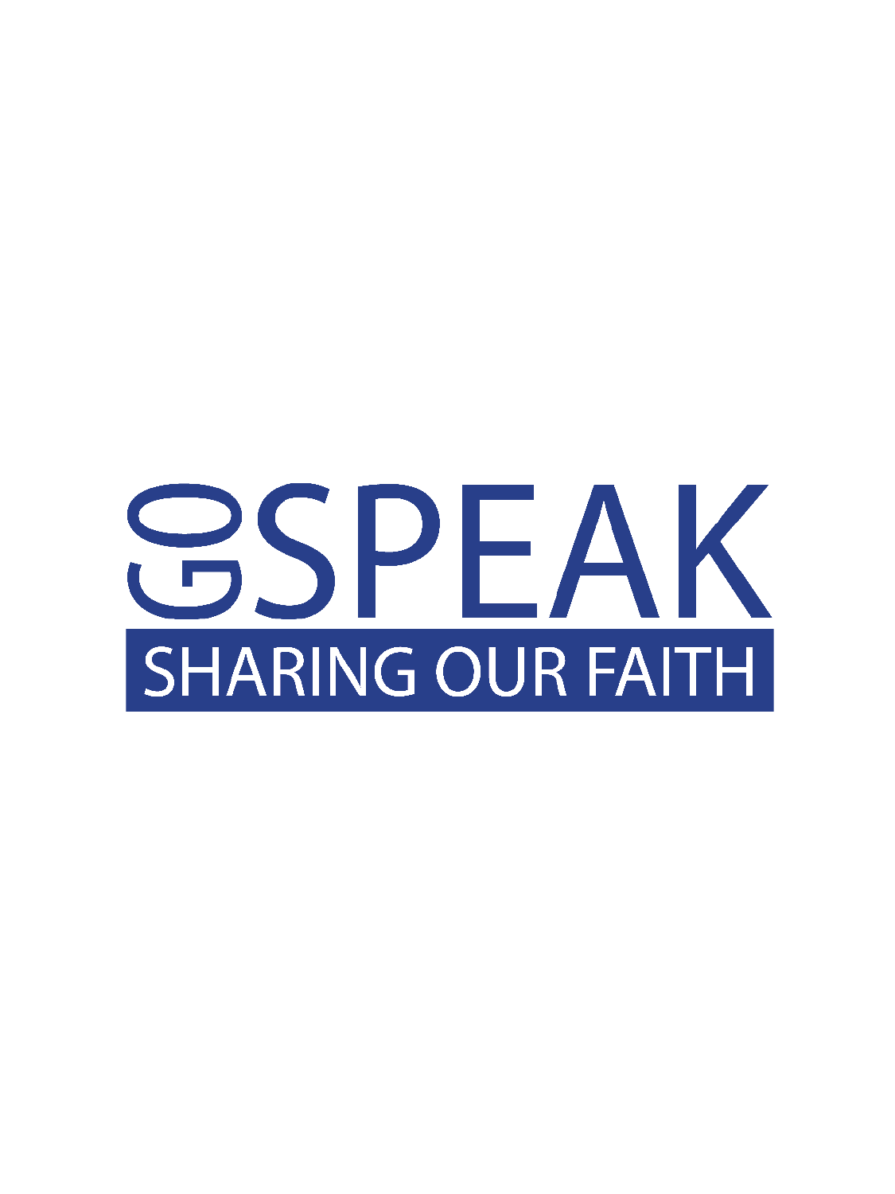# GO SPEAK

SHARING OUR FAITH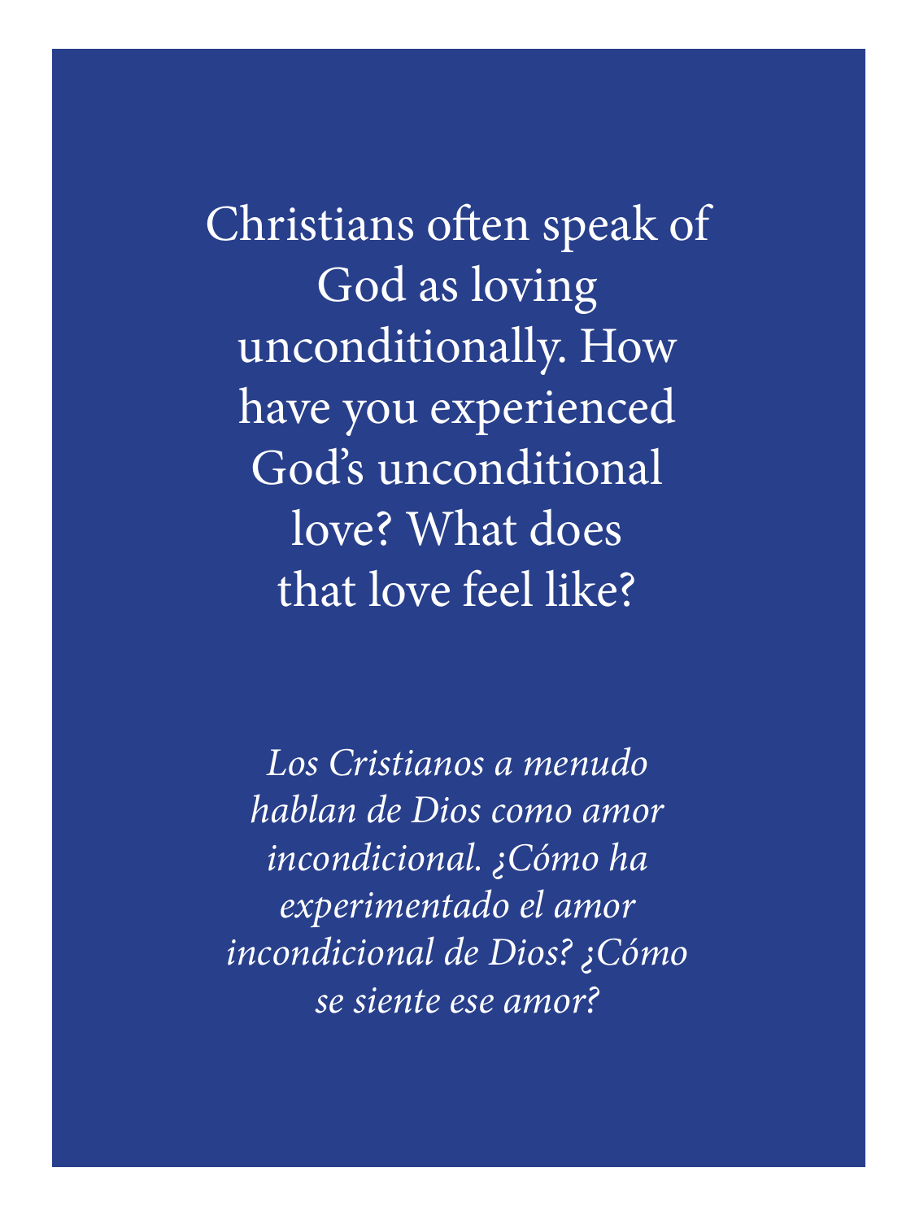Christians often speak of God as loving unconditionally. How have you experienced God's unconditional love? What does that love feel like?

*Los Cristianos a menudo hablan de Dios como amor incondicional. ¿Cómo ha experimentado el amor incondicional de Dios? ¿Cómo se siente ese amor?*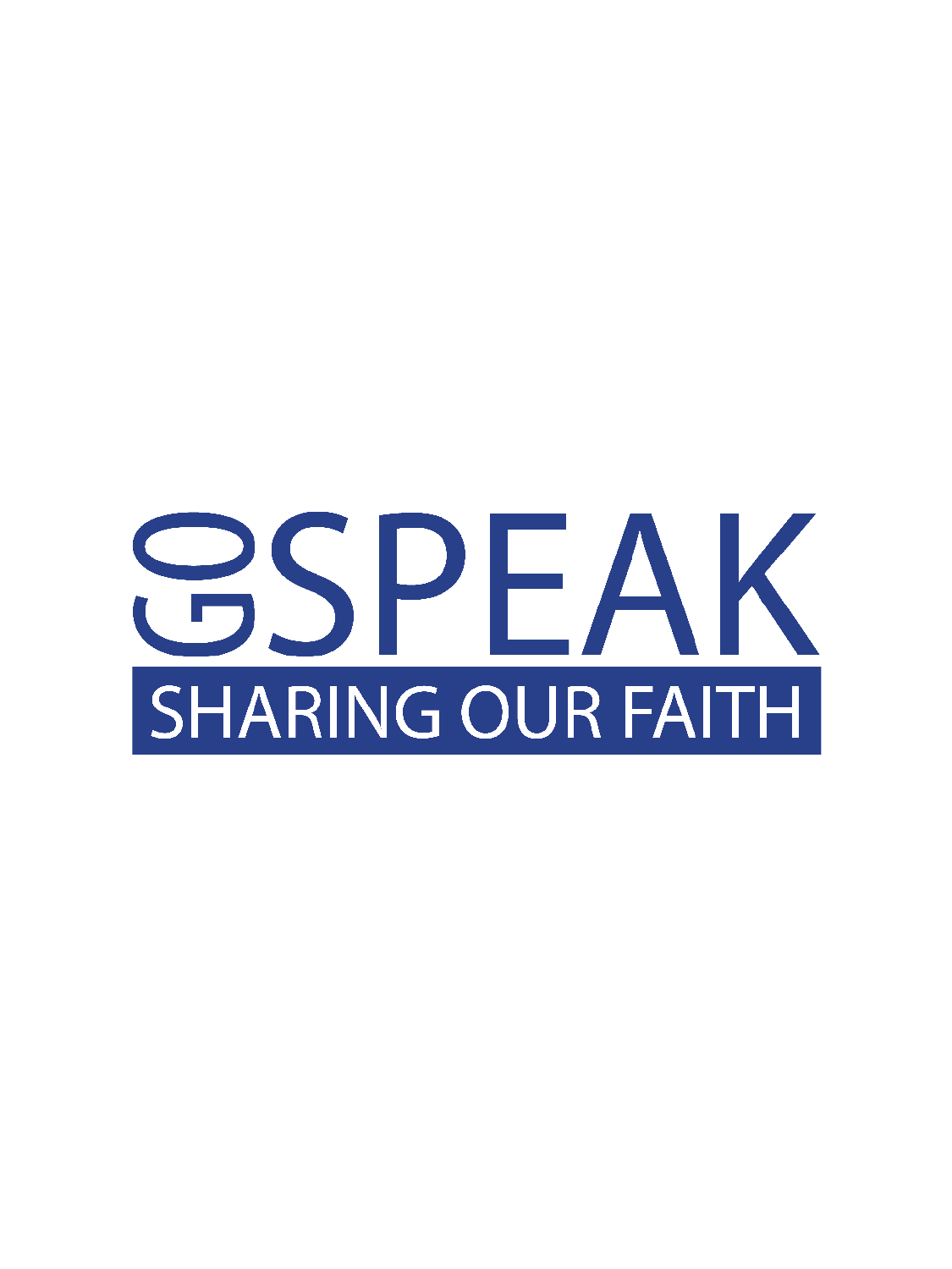# GO SPEAK

SHARING OUR FAITH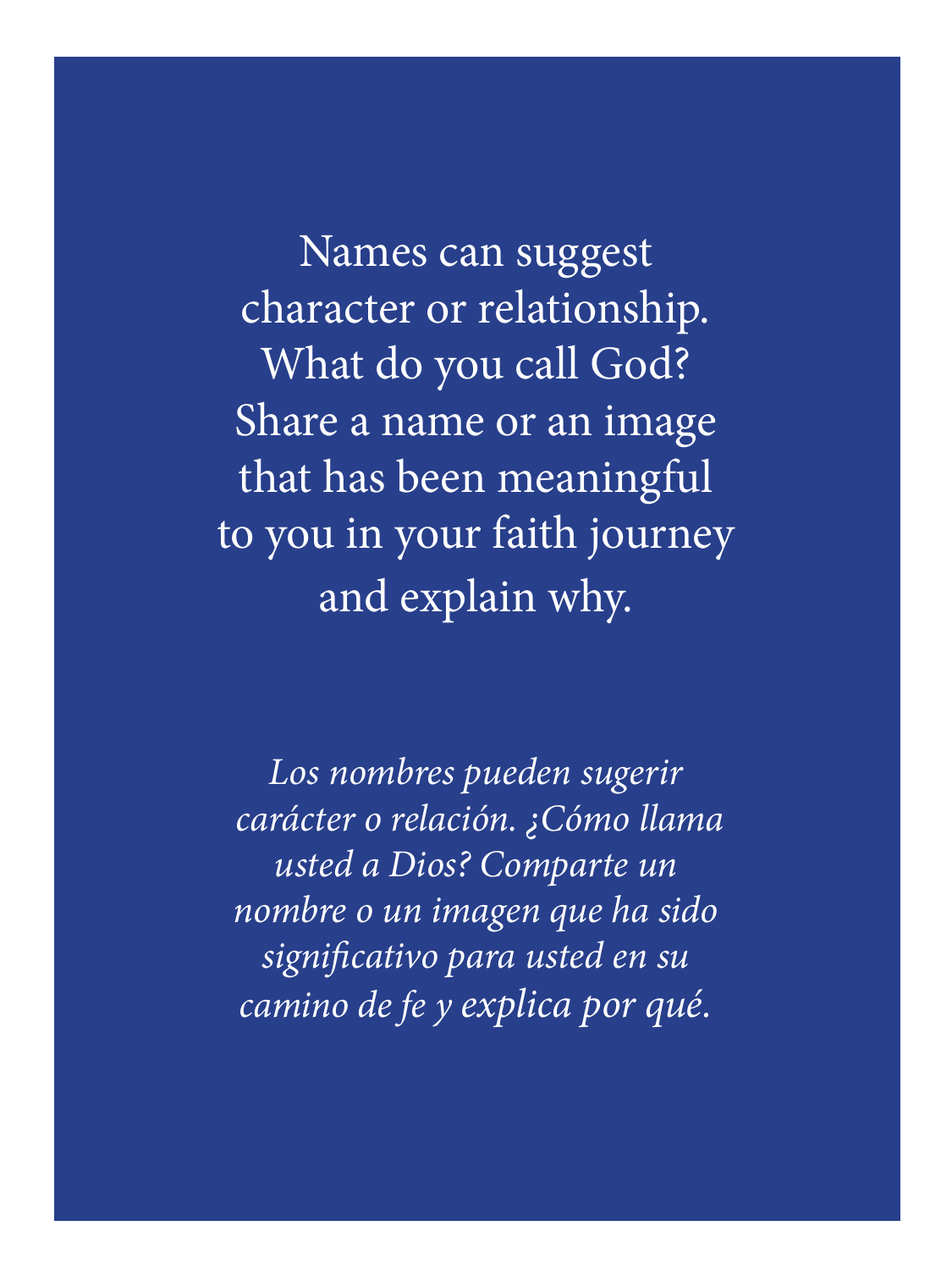Names can suggest character or relationship. What do you call God? Share a name or an image that has been meaningful to you in your faith journey and explain why.

*Los nombres pueden sugerir carácter o relación. ¿Cómo llama usted a Dios? Comparte un nombre o un imagen que ha sido significativo para usted en su camino de fe y explica por qué.*